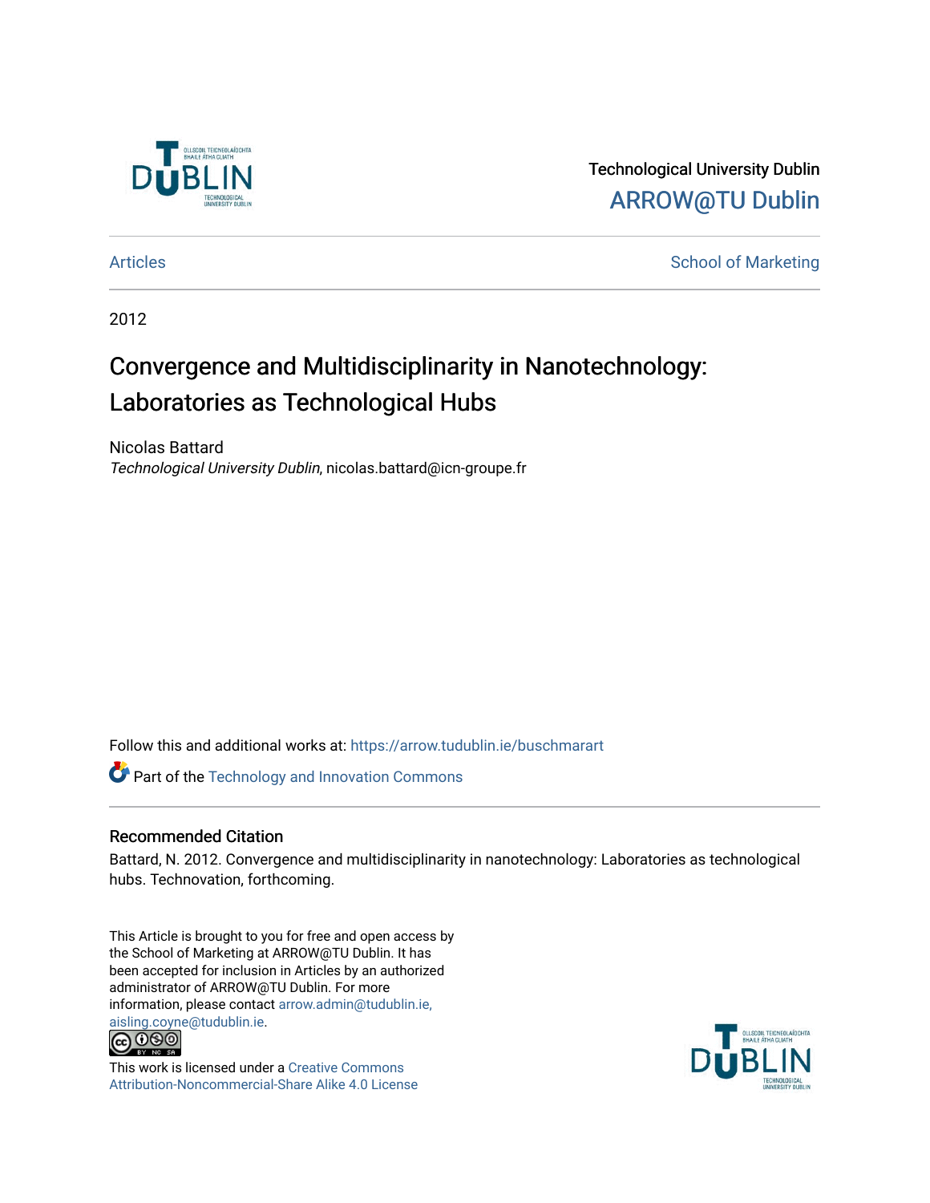Technological University Dublin

ARROW@TU Dublin

Articles

School of Marketing

2012

# Convergence and Multidisciplinarity in Nanotechnology: Laboratories as Technological Hubs

Nicolas Battard

*Technological University Dublin*, nicolas.battard@icn-groupe.fr

Follow this and additional works at: https://arrow.tudublin.ie/buschmarart

Part of the Technology and Innovation Commons

## Recommended Citation

Battard, N. 2012. Convergence and multidisciplinarity in nanotechnology: Laboratories as technological hubs. Technovation, forthcoming.

This Article is brought to you for free and open access by the School of Marketing at ARROW@TU Dublin. It has been accepted for inclusion in Articles by an authorized administrator of ARROW@TU Dublin. For more information, please contact arrow.admin@tudublin.ie, aisling.coyne@tudublin.ie.

This work is licensed under a Creative Commons Attribution-Noncommercial-Share Alike 4.0 License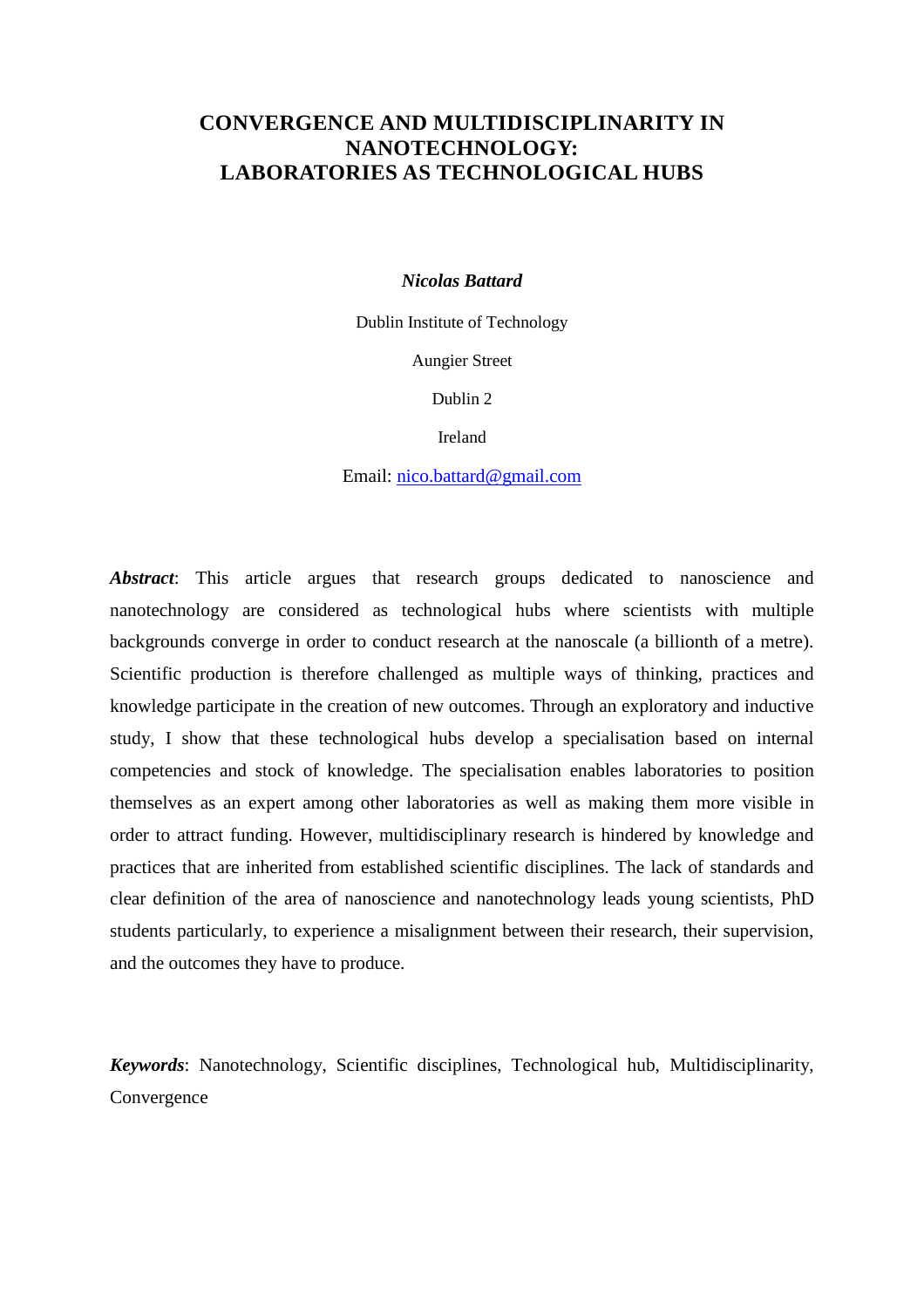# CONVERGENCE AND MULTIDISCIPLINARITY IN NANOTECHNOLOGY: LABORATORIES AS TECHNOLOGICAL HUBS

***Nicolas Battard***

Dublin Institute of Technology

Aungier Street

Dublin 2

Ireland

Email: nico.battard@gmail.com

***Abstract***: This article argues that research groups dedicated to nanoscience and nanotechnology are considered as technological hubs where scientists with multiple backgrounds converge in order to conduct research at the nanoscale (a billionth of a metre). Scientific production is therefore challenged as multiple ways of thinking, practices and knowledge participate in the creation of new outcomes. Through an exploratory and inductive study, I show that these technological hubs develop a specialisation based on internal competencies and stock of knowledge. The specialisation enables laboratories to position themselves as an expert among other laboratories as well as making them more visible in order to attract funding. However, multidisciplinary research is hindered by knowledge and practices that are inherited from established scientific disciplines. The lack of standards and clear definition of the area of nanoscience and nanotechnology leads young scientists, PhD students particularly, to experience a misalignment between their research, their supervision, and the outcomes they have to produce.

***Keywords***: Nanotechnology, Scientific disciplines, Technological hub, Multidisciplinarity, Convergence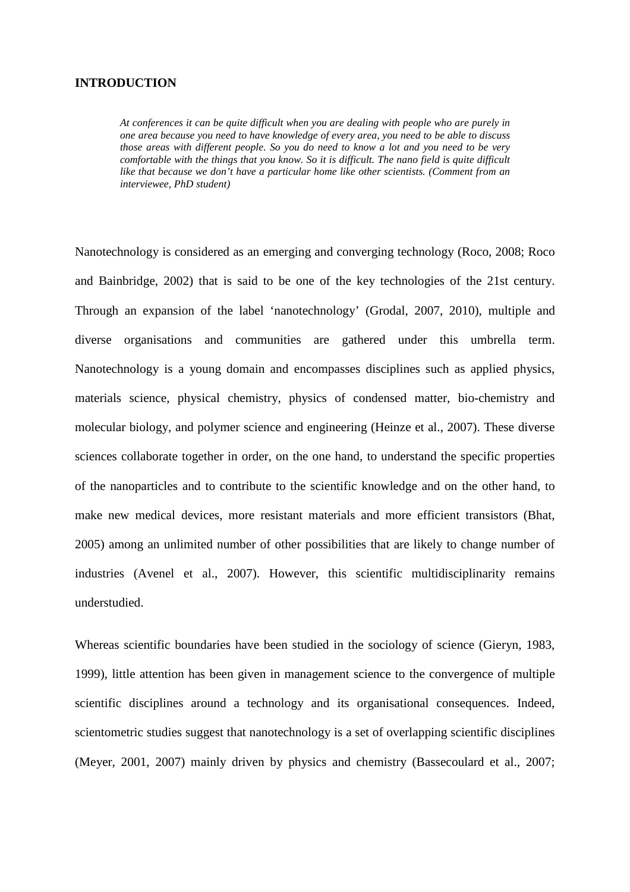## INTRODUCTION

> *At conferences it can be quite difficult when you are dealing with people who are purely in one area because you need to have knowledge of every area, you need to be able to discuss those areas with different people. So you do need to know a lot and you need to be very comfortable with the things that you know. So it is difficult. The nano field is quite difficult like that because we don't have a particular home like other scientists. (Comment from an interviewee, PhD student)*

Nanotechnology is considered as an emerging and converging technology (Roco, 2008; Roco and Bainbridge, 2002) that is said to be one of the key technologies of the 21st century. Through an expansion of the label 'nanotechnology' (Grodal, 2007, 2010), multiple and diverse organisations and communities are gathered under this umbrella term. Nanotechnology is a young domain and encompasses disciplines such as applied physics, materials science, physical chemistry, physics of condensed matter, bio-chemistry and molecular biology, and polymer science and engineering (Heinze et al., 2007). These diverse sciences collaborate together in order, on the one hand, to understand the specific properties of the nanoparticles and to contribute to the scientific knowledge and on the other hand, to make new medical devices, more resistant materials and more efficient transistors (Bhat, 2005) among an unlimited number of other possibilities that are likely to change number of industries (Avenel et al., 2007). However, this scientific multidisciplinarity remains understudied.

Whereas scientific boundaries have been studied in the sociology of science (Gieryn, 1983, 1999), little attention has been given in management science to the convergence of multiple scientific disciplines around a technology and its organisational consequences. Indeed, scientometric studies suggest that nanotechnology is a set of overlapping scientific disciplines (Meyer, 2001, 2007) mainly driven by physics and chemistry (Bassecoulard et al., 2007;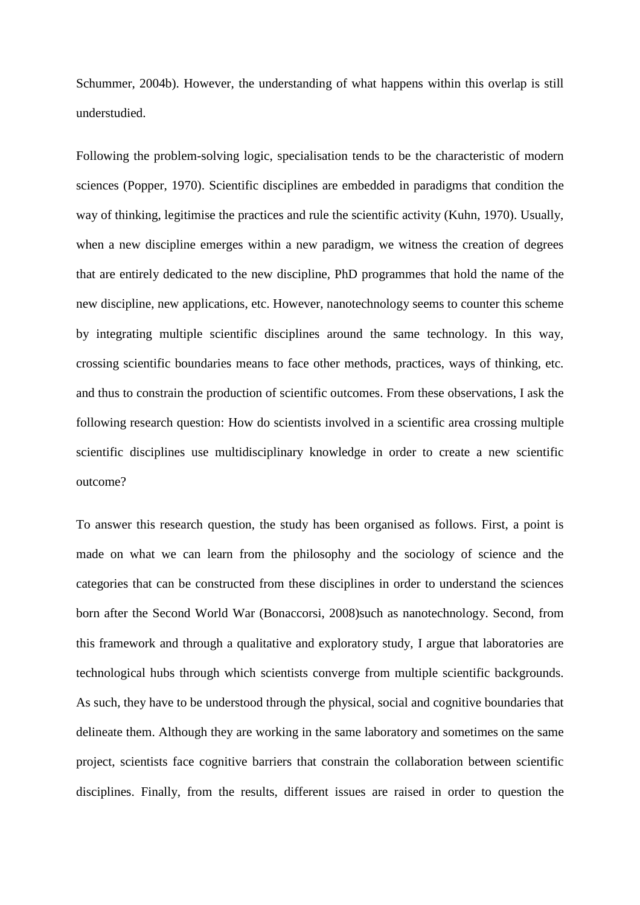Schummer, 2004b). However, the understanding of what happens within this overlap is still understudied.

Following the problem-solving logic, specialisation tends to be the characteristic of modern sciences (Popper, 1970). Scientific disciplines are embedded in paradigms that condition the way of thinking, legitimise the practices and rule the scientific activity (Kuhn, 1970). Usually, when a new discipline emerges within a new paradigm, we witness the creation of degrees that are entirely dedicated to the new discipline, PhD programmes that hold the name of the new discipline, new applications, etc. However, nanotechnology seems to counter this scheme by integrating multiple scientific disciplines around the same technology. In this way, crossing scientific boundaries means to face other methods, practices, ways of thinking, etc. and thus to constrain the production of scientific outcomes. From these observations, I ask the following research question: How do scientists involved in a scientific area crossing multiple scientific disciplines use multidisciplinary knowledge in order to create a new scientific outcome?

To answer this research question, the study has been organised as follows. First, a point is made on what we can learn from the philosophy and the sociology of science and the categories that can be constructed from these disciplines in order to understand the sciences born after the Second World War (Bonaccorsi, 2008)such as nanotechnology. Second, from this framework and through a qualitative and exploratory study, I argue that laboratories are technological hubs through which scientists converge from multiple scientific backgrounds. As such, they have to be understood through the physical, social and cognitive boundaries that delineate them. Although they are working in the same laboratory and sometimes on the same project, scientists face cognitive barriers that constrain the collaboration between scientific disciplines. Finally, from the results, different issues are raised in order to question the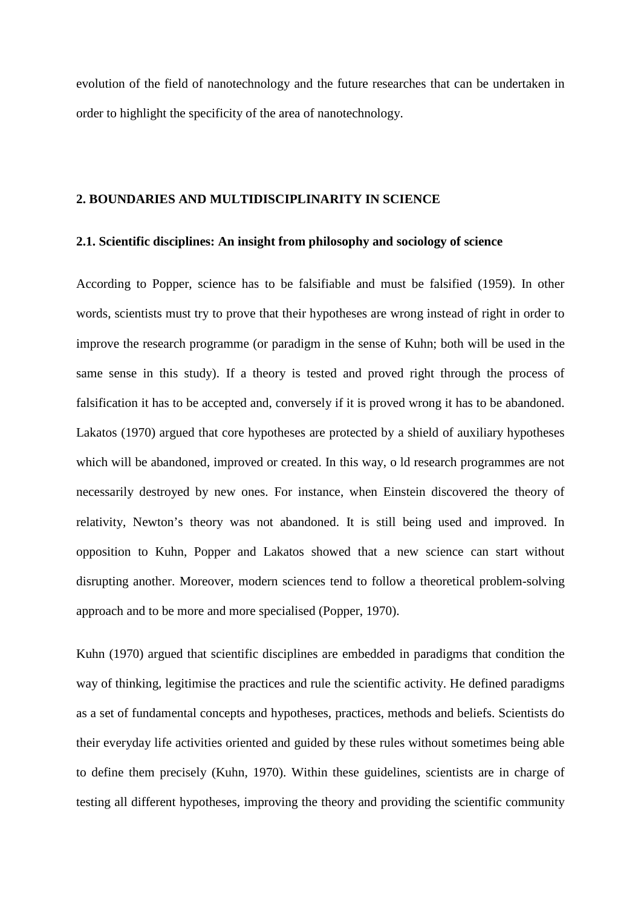evolution of the field of nanotechnology and the future researches that can be undertaken in order to highlight the specificity of the area of nanotechnology.

## 2. BOUNDARIES AND MULTIDISCIPLINARITY IN SCIENCE

### 2.1. Scientific disciplines: An insight from philosophy and sociology of science

According to Popper, science has to be falsifiable and must be falsified (1959). In other words, scientists must try to prove that their hypotheses are wrong instead of right in order to improve the research programme (or paradigm in the sense of Kuhn; both will be used in the same sense in this study). If a theory is tested and proved right through the process of falsification it has to be accepted and, conversely if it is proved wrong it has to be abandoned. Lakatos (1970) argued that core hypotheses are protected by a shield of auxiliary hypotheses which will be abandoned, improved or created. In this way, o ld research programmes are not necessarily destroyed by new ones. For instance, when Einstein discovered the theory of relativity, Newton's theory was not abandoned. It is still being used and improved. In opposition to Kuhn, Popper and Lakatos showed that a new science can start without disrupting another. Moreover, modern sciences tend to follow a theoretical problem-solving approach and to be more and more specialised (Popper, 1970).

Kuhn (1970) argued that scientific disciplines are embedded in paradigms that condition the way of thinking, legitimise the practices and rule the scientific activity. He defined paradigms as a set of fundamental concepts and hypotheses, practices, methods and beliefs. Scientists do their everyday life activities oriented and guided by these rules without sometimes being able to define them precisely (Kuhn, 1970). Within these guidelines, scientists are in charge of testing all different hypotheses, improving the theory and providing the scientific community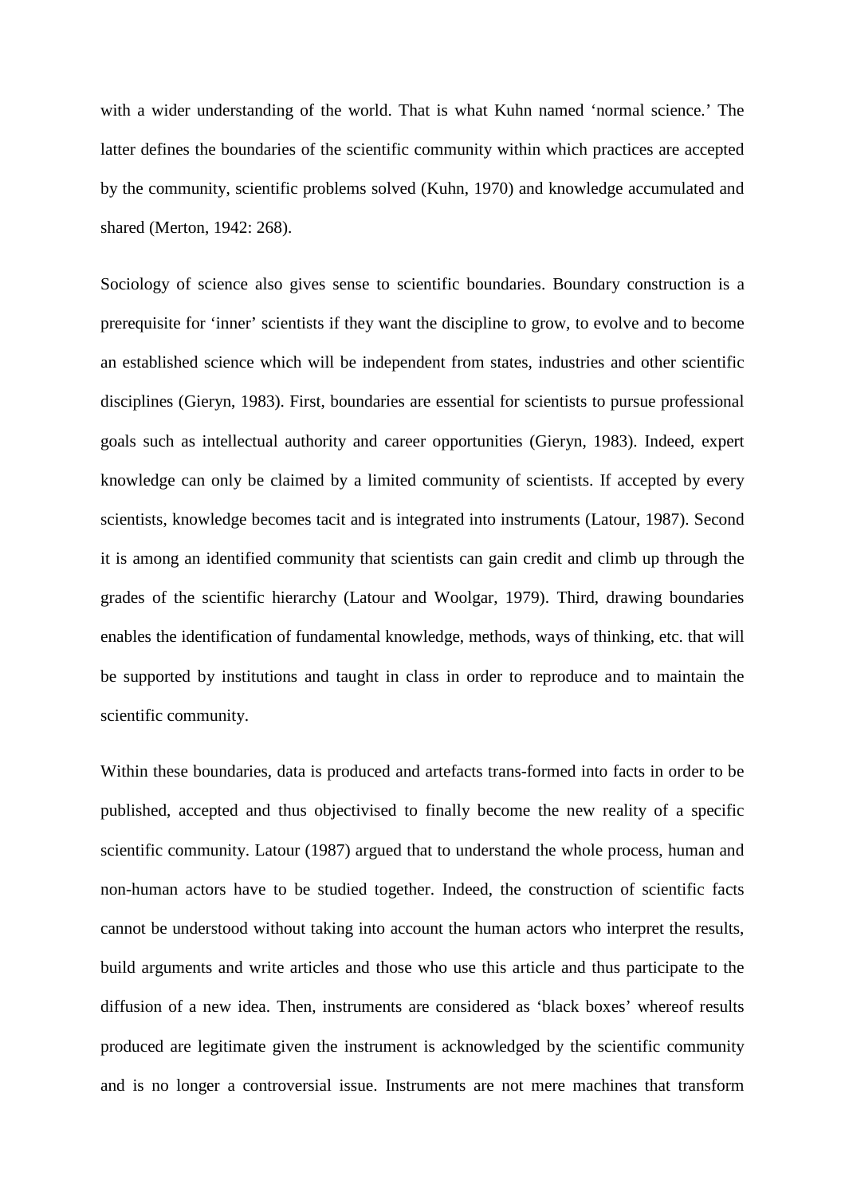with a wider understanding of the world. That is what Kuhn named 'normal science.' The latter defines the boundaries of the scientific community within which practices are accepted by the community, scientific problems solved (Kuhn, 1970) and knowledge accumulated and shared (Merton, 1942: 268).

Sociology of science also gives sense to scientific boundaries. Boundary construction is a prerequisite for 'inner' scientists if they want the discipline to grow, to evolve and to become an established science which will be independent from states, industries and other scientific disciplines (Gieryn, 1983). First, boundaries are essential for scientists to pursue professional goals such as intellectual authority and career opportunities (Gieryn, 1983). Indeed, expert knowledge can only be claimed by a limited community of scientists. If accepted by every scientists, knowledge becomes tacit and is integrated into instruments (Latour, 1987). Second it is among an identified community that scientists can gain credit and climb up through the grades of the scientific hierarchy (Latour and Woolgar, 1979). Third, drawing boundaries enables the identification of fundamental knowledge, methods, ways of thinking, etc. that will be supported by institutions and taught in class in order to reproduce and to maintain the scientific community.

Within these boundaries, data is produced and artefacts trans-formed into facts in order to be published, accepted and thus objectivised to finally become the new reality of a specific scientific community. Latour (1987) argued that to understand the whole process, human and non-human actors have to be studied together. Indeed, the construction of scientific facts cannot be understood without taking into account the human actors who interpret the results, build arguments and write articles and those who use this article and thus participate to the diffusion of a new idea. Then, instruments are considered as 'black boxes' whereof results produced are legitimate given the instrument is acknowledged by the scientific community and is no longer a controversial issue. Instruments are not mere machines that transform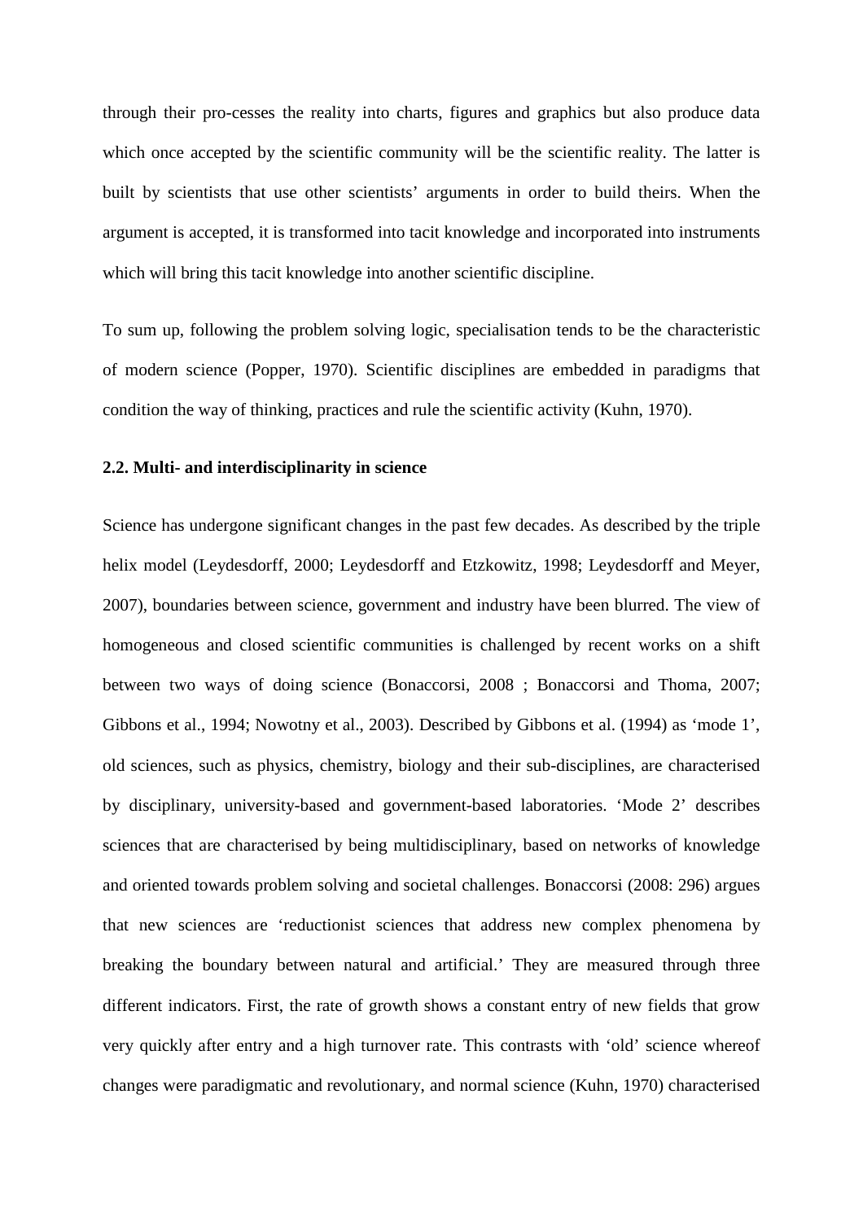through their pro-cesses the reality into charts, figures and graphics but also produce data which once accepted by the scientific community will be the scientific reality. The latter is built by scientists that use other scientists' arguments in order to build theirs. When the argument is accepted, it is transformed into tacit knowledge and incorporated into instruments which will bring this tacit knowledge into another scientific discipline.

To sum up, following the problem solving logic, specialisation tends to be the characteristic of modern science (Popper, 1970). Scientific disciplines are embedded in paradigms that condition the way of thinking, practices and rule the scientific activity (Kuhn, 1970).

### 2.2. Multi- and interdisciplinarity in science

Science has undergone significant changes in the past few decades. As described by the triple helix model (Leydesdorff, 2000; Leydesdorff and Etzkowitz, 1998; Leydesdorff and Meyer, 2007), boundaries between science, government and industry have been blurred. The view of homogeneous and closed scientific communities is challenged by recent works on a shift between two ways of doing science (Bonaccorsi, 2008 ; Bonaccorsi and Thoma, 2007; Gibbons et al., 1994; Nowotny et al., 2003). Described by Gibbons et al. (1994) as 'mode 1', old sciences, such as physics, chemistry, biology and their sub-disciplines, are characterised by disciplinary, university-based and government-based laboratories. 'Mode 2' describes sciences that are characterised by being multidisciplinary, based on networks of knowledge and oriented towards problem solving and societal challenges. Bonaccorsi (2008: 296) argues that new sciences are 'reductionist sciences that address new complex phenomena by breaking the boundary between natural and artificial.' They are measured through three different indicators. First, the rate of growth shows a constant entry of new fields that grow very quickly after entry and a high turnover rate. This contrasts with 'old' science whereof changes were paradigmatic and revolutionary, and normal science (Kuhn, 1970) characterised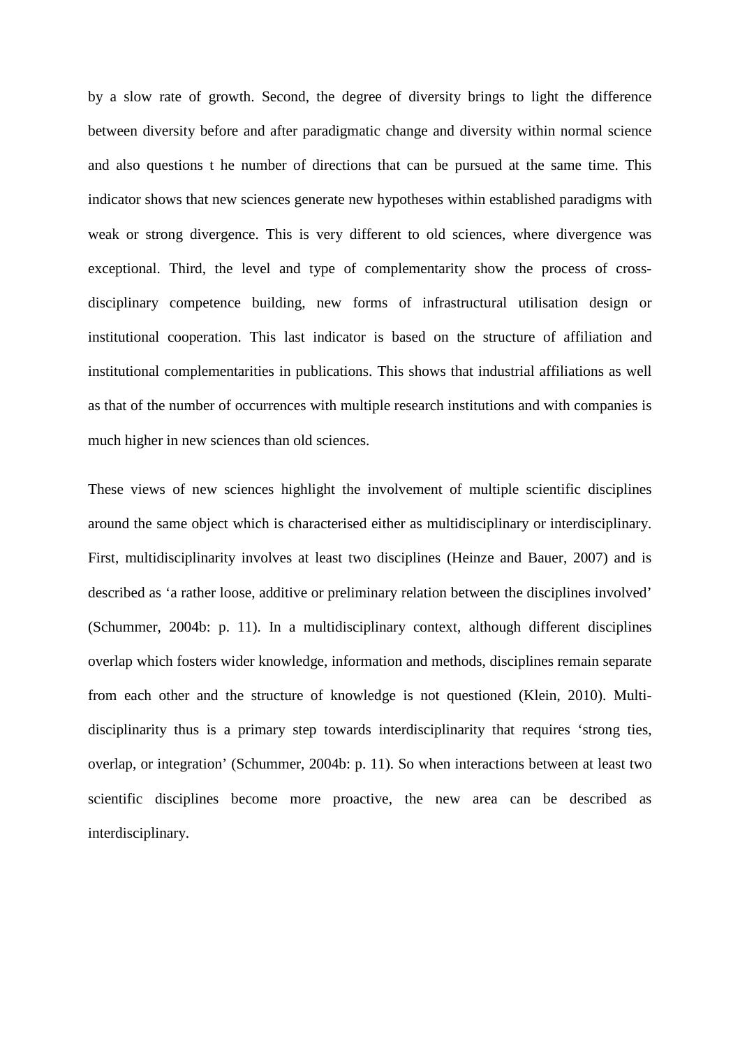by a slow rate of growth. Second, the degree of diversity brings to light the difference between diversity before and after paradigmatic change and diversity within normal science and also questions t he number of directions that can be pursued at the same time. This indicator shows that new sciences generate new hypotheses within established paradigms with weak or strong divergence. This is very different to old sciences, where divergence was exceptional. Third, the level and type of complementarity show the process of cross-disciplinary competence building, new forms of infrastructural utilisation design or institutional cooperation. This last indicator is based on the structure of affiliation and institutional complementarities in publications. This shows that industrial affiliations as well as that of the number of occurrences with multiple research institutions and with companies is much higher in new sciences than old sciences.

These views of new sciences highlight the involvement of multiple scientific disciplines around the same object which is characterised either as multidisciplinary or interdisciplinary. First, multidisciplinarity involves at least two disciplines (Heinze and Bauer, 2007) and is described as 'a rather loose, additive or preliminary relation between the disciplines involved' (Schummer, 2004b: p. 11). In a multidisciplinary context, although different disciplines overlap which fosters wider knowledge, information and methods, disciplines remain separate from each other and the structure of knowledge is not questioned (Klein, 2010). Multi-disciplinarity thus is a primary step towards interdisciplinarity that requires 'strong ties, overlap, or integration' (Schummer, 2004b: p. 11). So when interactions between at least two scientific disciplines become more proactive, the new area can be described as interdisciplinary.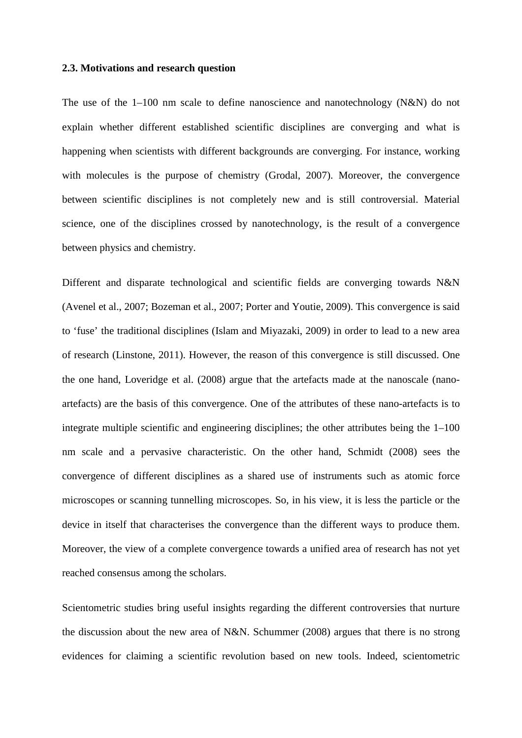**2.3. Motivations and research question**

The use of the 1–100 nm scale to define nanoscience and nanotechnology (N&N) do not explain whether different established scientific disciplines are converging and what is happening when scientists with different backgrounds are converging. For instance, working with molecules is the purpose of chemistry (Grodal, 2007). Moreover, the convergence between scientific disciplines is not completely new and is still controversial. Material science, one of the disciplines crossed by nanotechnology, is the result of a convergence between physics and chemistry.

Different and disparate technological and scientific fields are converging towards N&N (Avenel et al., 2007; Bozeman et al., 2007; Porter and Youtie, 2009). This convergence is said to 'fuse' the traditional disciplines (Islam and Miyazaki, 2009) in order to lead to a new area of research (Linstone, 2011). However, the reason of this convergence is still discussed. One the one hand, Loveridge et al. (2008) argue that the artefacts made at the nanoscale (nano-artefacts) are the basis of this convergence. One of the attributes of these nano-artefacts is to integrate multiple scientific and engineering disciplines; the other attributes being the 1–100 nm scale and a pervasive characteristic. On the other hand, Schmidt (2008) sees the convergence of different disciplines as a shared use of instruments such as atomic force microscopes or scanning tunnelling microscopes. So, in his view, it is less the particle or the device in itself that characterises the convergence than the different ways to produce them. Moreover, the view of a complete convergence towards a unified area of research has not yet reached consensus among the scholars.

Scientometric studies bring useful insights regarding the different controversies that nurture the discussion about the new area of N&N. Schummer (2008) argues that there is no strong evidences for claiming a scientific revolution based on new tools. Indeed, scientometric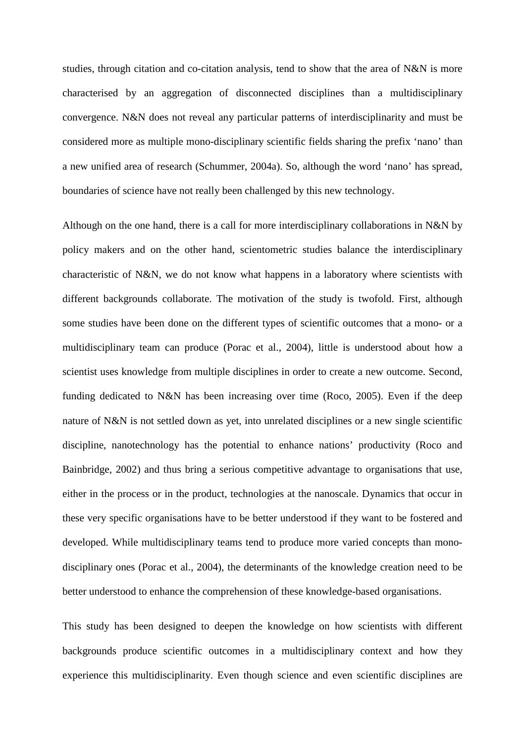studies, through citation and co-citation analysis, tend to show that the area of N&N is more characterised by an aggregation of disconnected disciplines than a multidisciplinary convergence. N&N does not reveal any particular patterns of interdisciplinarity and must be considered more as multiple mono-disciplinary scientific fields sharing the prefix 'nano' than a new unified area of research (Schummer, 2004a). So, although the word 'nano' has spread, boundaries of science have not really been challenged by this new technology.

Although on the one hand, there is a call for more interdisciplinary collaborations in N&N by policy makers and on the other hand, scientometric studies balance the interdisciplinary characteristic of N&N, we do not know what happens in a laboratory where scientists with different backgrounds collaborate. The motivation of the study is twofold. First, although some studies have been done on the different types of scientific outcomes that a mono- or a multidisciplinary team can produce (Porac et al., 2004), little is understood about how a scientist uses knowledge from multiple disciplines in order to create a new outcome. Second, funding dedicated to N&N has been increasing over time (Roco, 2005). Even if the deep nature of N&N is not settled down as yet, into unrelated disciplines or a new single scientific discipline, nanotechnology has the potential to enhance nations' productivity (Roco and Bainbridge, 2002) and thus bring a serious competitive advantage to organisations that use, either in the process or in the product, technologies at the nanoscale. Dynamics that occur in these very specific organisations have to be better understood if they want to be fostered and developed. While multidisciplinary teams tend to produce more varied concepts than mono-disciplinary ones (Porac et al., 2004), the determinants of the knowledge creation need to be better understood to enhance the comprehension of these knowledge-based organisations.

This study has been designed to deepen the knowledge on how scientists with different backgrounds produce scientific outcomes in a multidisciplinary context and how they experience this multidisciplinarity. Even though science and even scientific disciplines are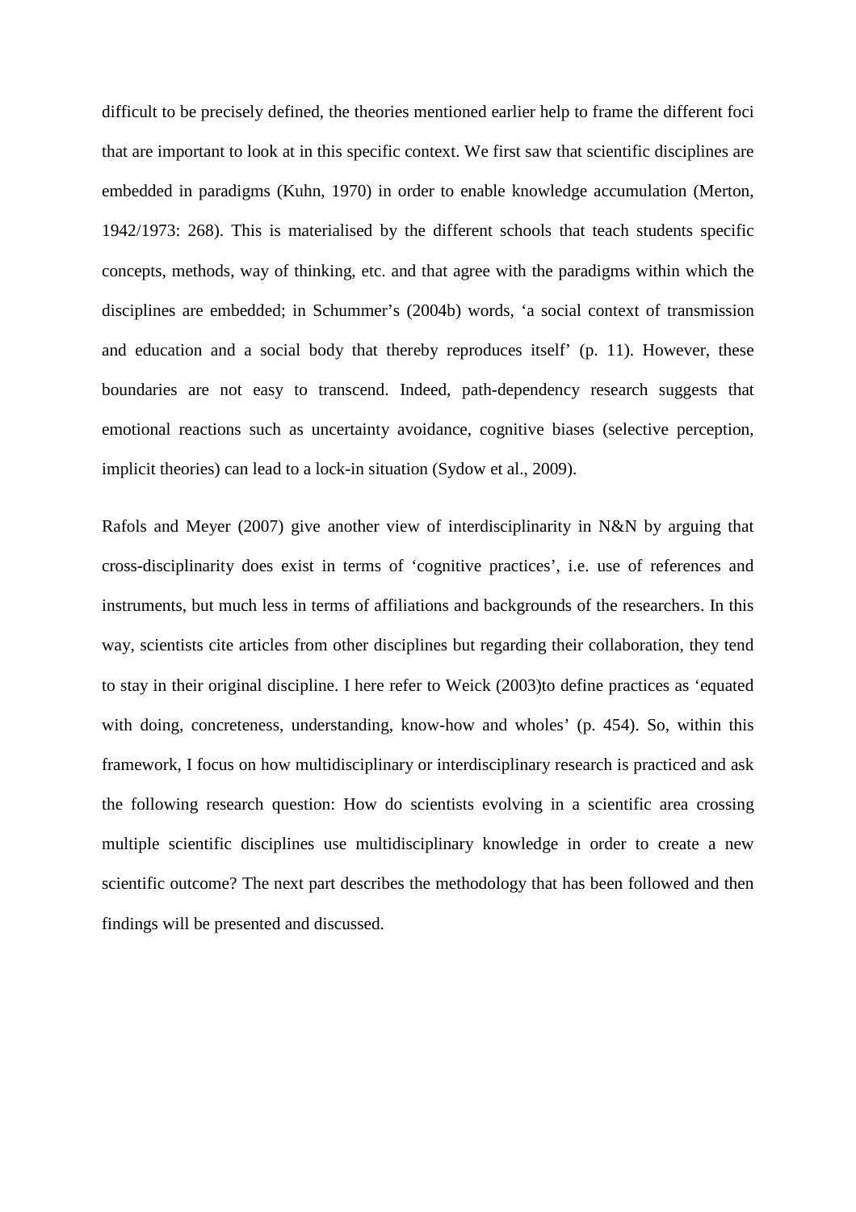difficult to be precisely defined, the theories mentioned earlier help to frame the different foci that are important to look at in this specific context. We first saw that scientific disciplines are embedded in paradigms (Kuhn, 1970) in order to enable knowledge accumulation (Merton, 1942/1973: 268). This is materialised by the different schools that teach students specific concepts, methods, way of thinking, etc. and that agree with the paradigms within which the disciplines are embedded; in Schummer's (2004b) words, 'a social context of transmission and education and a social body that thereby reproduces itself' (p. 11). However, these boundaries are not easy to transcend. Indeed, path-dependency research suggests that emotional reactions such as uncertainty avoidance, cognitive biases (selective perception, implicit theories) can lead to a lock-in situation (Sydow et al., 2009).

Rafols and Meyer (2007) give another view of interdisciplinarity in N&N by arguing that cross-disciplinarity does exist in terms of 'cognitive practices', i.e. use of references and instruments, but much less in terms of affiliations and backgrounds of the researchers. In this way, scientists cite articles from other disciplines but regarding their collaboration, they tend to stay in their original discipline. I here refer to Weick (2003)to define practices as 'equated with doing, concreteness, understanding, know-how and wholes' (p. 454). So, within this framework, I focus on how multidisciplinary or interdisciplinary research is practiced and ask the following research question: How do scientists evolving in a scientific area crossing multiple scientific disciplines use multidisciplinary knowledge in order to create a new scientific outcome? The next part describes the methodology that has been followed and then findings will be presented and discussed.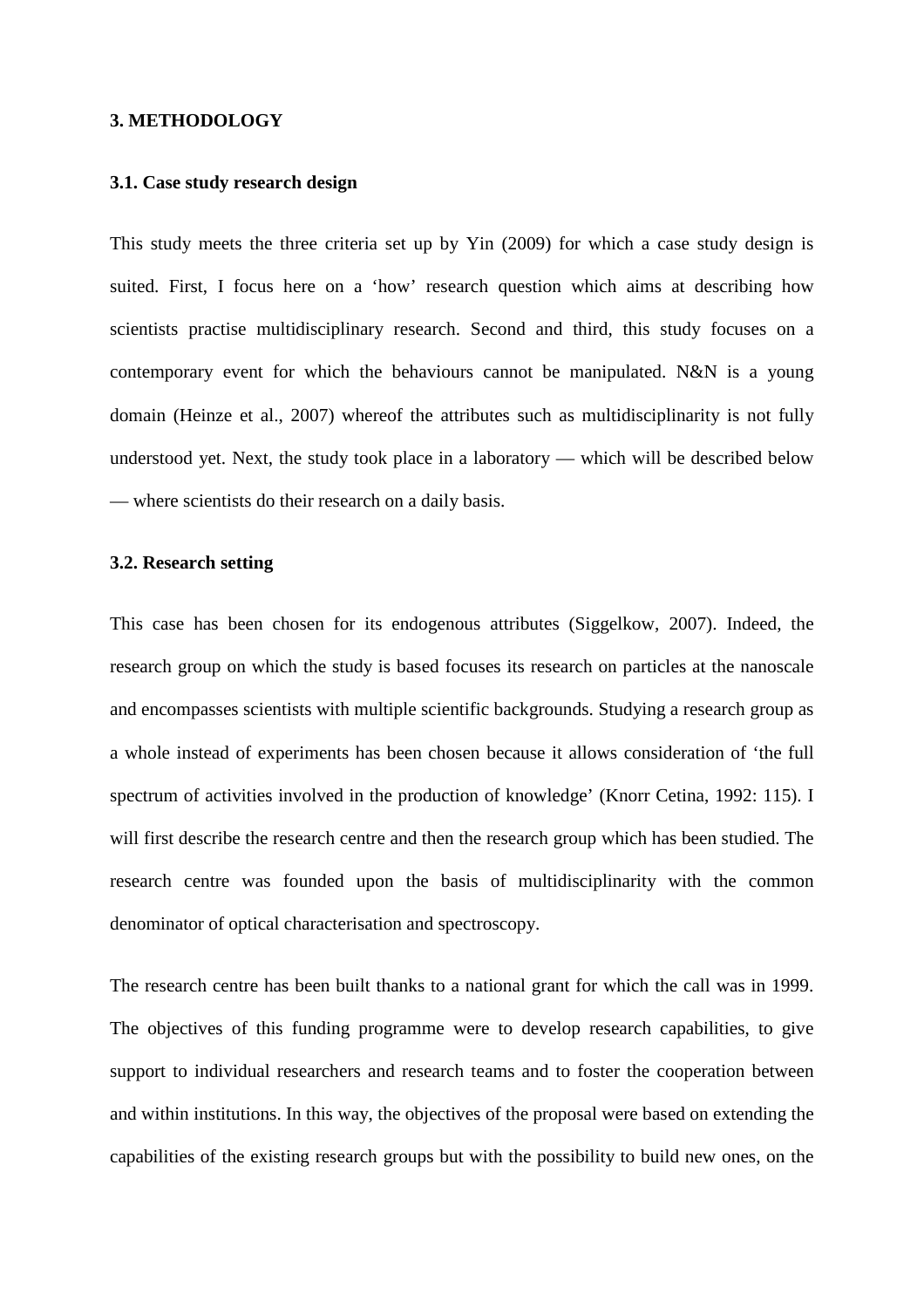## 3. METHODOLOGY

### 3.1. Case study research design

This study meets the three criteria set up by Yin (2009) for which a case study design is suited. First, I focus here on a ‘how’ research question which aims at describing how scientists practise multidisciplinary research. Second and third, this study focuses on a contemporary event for which the behaviours cannot be manipulated. N&N is a young domain (Heinze et al., 2007) whereof the attributes such as multidisciplinarity is not fully understood yet. Next, the study took place in a laboratory — which will be described below — where scientists do their research on a daily basis.

### 3.2. Research setting

This case has been chosen for its endogenous attributes (Siggelkow, 2007). Indeed, the research group on which the study is based focuses its research on particles at the nanoscale and encompasses scientists with multiple scientific backgrounds. Studying a research group as a whole instead of experiments has been chosen because it allows consideration of ‘the full spectrum of activities involved in the production of knowledge’ (Knorr Cetina, 1992: 115). I will first describe the research centre and then the research group which has been studied. The research centre was founded upon the basis of multidisciplinarity with the common denominator of optical characterisation and spectroscopy.

The research centre has been built thanks to a national grant for which the call was in 1999. The objectives of this funding programme were to develop research capabilities, to give support to individual researchers and research teams and to foster the cooperation between and within institutions. In this way, the objectives of the proposal were based on extending the capabilities of the existing research groups but with the possibility to build new ones, on the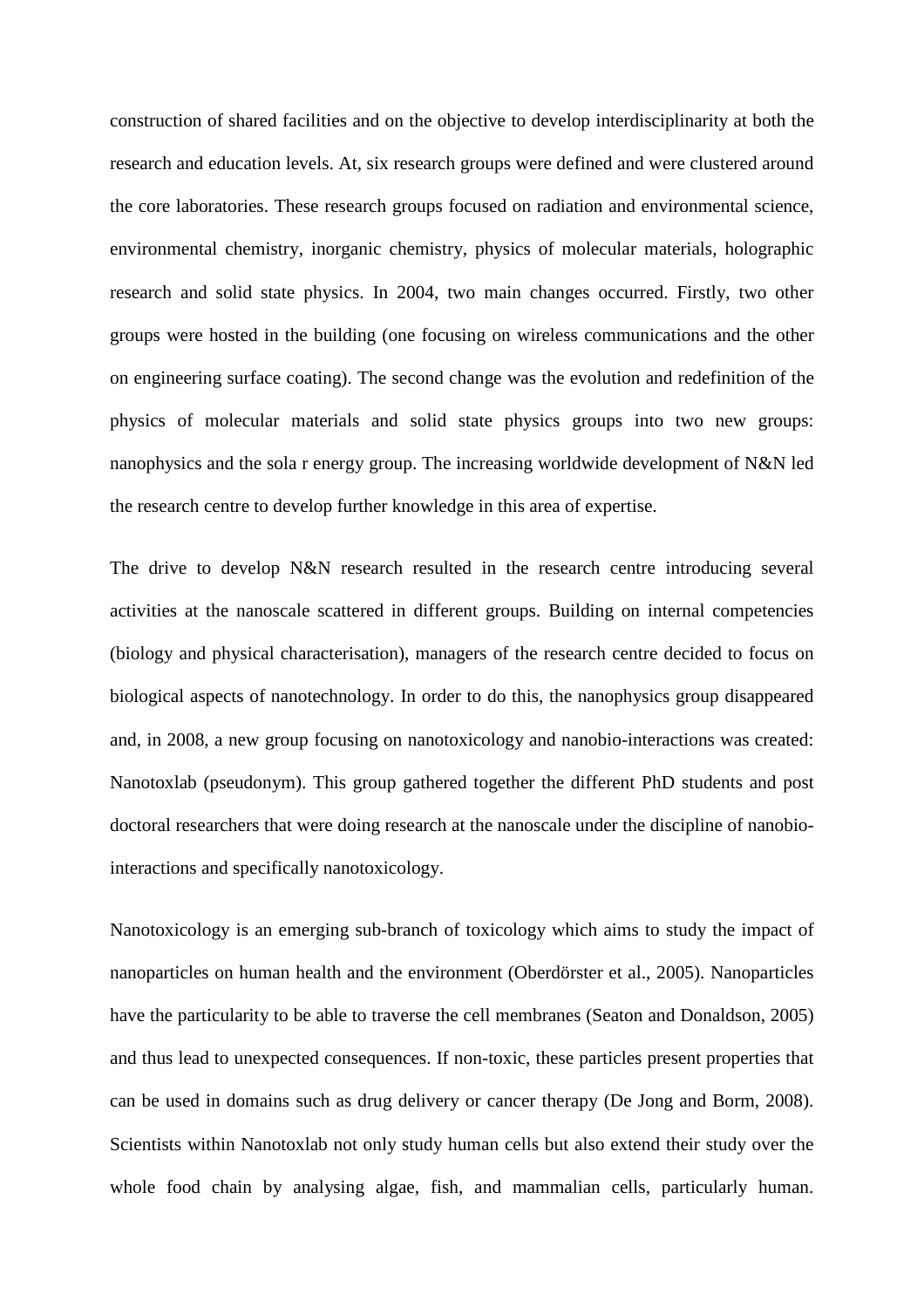construction of shared facilities and on the objective to develop interdisciplinarity at both the research and education levels. At, six research groups were defined and were clustered around the core laboratories. These research groups focused on radiation and environmental science, environmental chemistry, inorganic chemistry, physics of molecular materials, holographic research and solid state physics. In 2004, two main changes occurred. Firstly, two other groups were hosted in the building (one focusing on wireless communications and the other on engineering surface coating). The second change was the evolution and redefinition of the physics of molecular materials and solid state physics groups into two new groups: nanophysics and the sola r energy group. The increasing worldwide development of N&N led the research centre to develop further knowledge in this area of expertise.

The drive to develop N&N research resulted in the research centre introducing several activities at the nanoscale scattered in different groups. Building on internal competencies (biology and physical characterisation), managers of the research centre decided to focus on biological aspects of nanotechnology. In order to do this, the nanophysics group disappeared and, in 2008, a new group focusing on nanotoxicology and nanobio-interactions was created: Nanotoxlab (pseudonym). This group gathered together the different PhD students and post doctoral researchers that were doing research at the nanoscale under the discipline of nanobio-interactions and specifically nanotoxicology.

Nanotoxicology is an emerging sub-branch of toxicology which aims to study the impact of nanoparticles on human health and the environment (Oberdörster et al., 2005). Nanoparticles have the particularity to be able to traverse the cell membranes (Seaton and Donaldson, 2005) and thus lead to unexpected consequences. If non-toxic, these particles present properties that can be used in domains such as drug delivery or cancer therapy (De Jong and Borm, 2008). Scientists within Nanotoxlab not only study human cells but also extend their study over the whole food chain by analysing algae, fish, and mammalian cells, particularly human.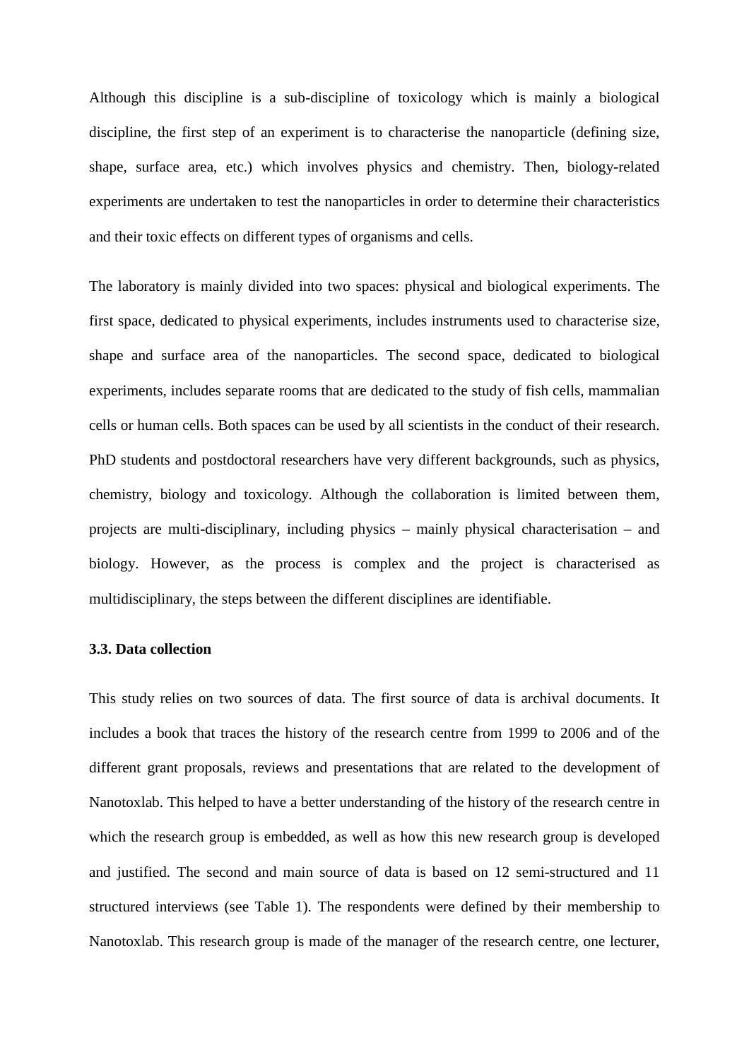Although this discipline is a sub-discipline of toxicology which is mainly a biological discipline, the first step of an experiment is to characterise the nanoparticle (defining size, shape, surface area, etc.) which involves physics and chemistry. Then, biology-related experiments are undertaken to test the nanoparticles in order to determine their characteristics and their toxic effects on different types of organisms and cells.

The laboratory is mainly divided into two spaces: physical and biological experiments. The first space, dedicated to physical experiments, includes instruments used to characterise size, shape and surface area of the nanoparticles. The second space, dedicated to biological experiments, includes separate rooms that are dedicated to the study of fish cells, mammalian cells or human cells. Both spaces can be used by all scientists in the conduct of their research. PhD students and postdoctoral researchers have very different backgrounds, such as physics, chemistry, biology and toxicology. Although the collaboration is limited between them, projects are multi-disciplinary, including physics – mainly physical characterisation – and biology. However, as the process is complex and the project is characterised as multidisciplinary, the steps between the different disciplines are identifiable.

### 3.3. Data collection

This study relies on two sources of data. The first source of data is archival documents. It includes a book that traces the history of the research centre from 1999 to 2006 and of the different grant proposals, reviews and presentations that are related to the development of Nanotoxlab. This helped to have a better understanding of the history of the research centre in which the research group is embedded, as well as how this new research group is developed and justified. The second and main source of data is based on 12 semi-structured and 11 structured interviews (see Table 1). The respondents were defined by their membership to Nanotoxlab. This research group is made of the manager of the research centre, one lecturer,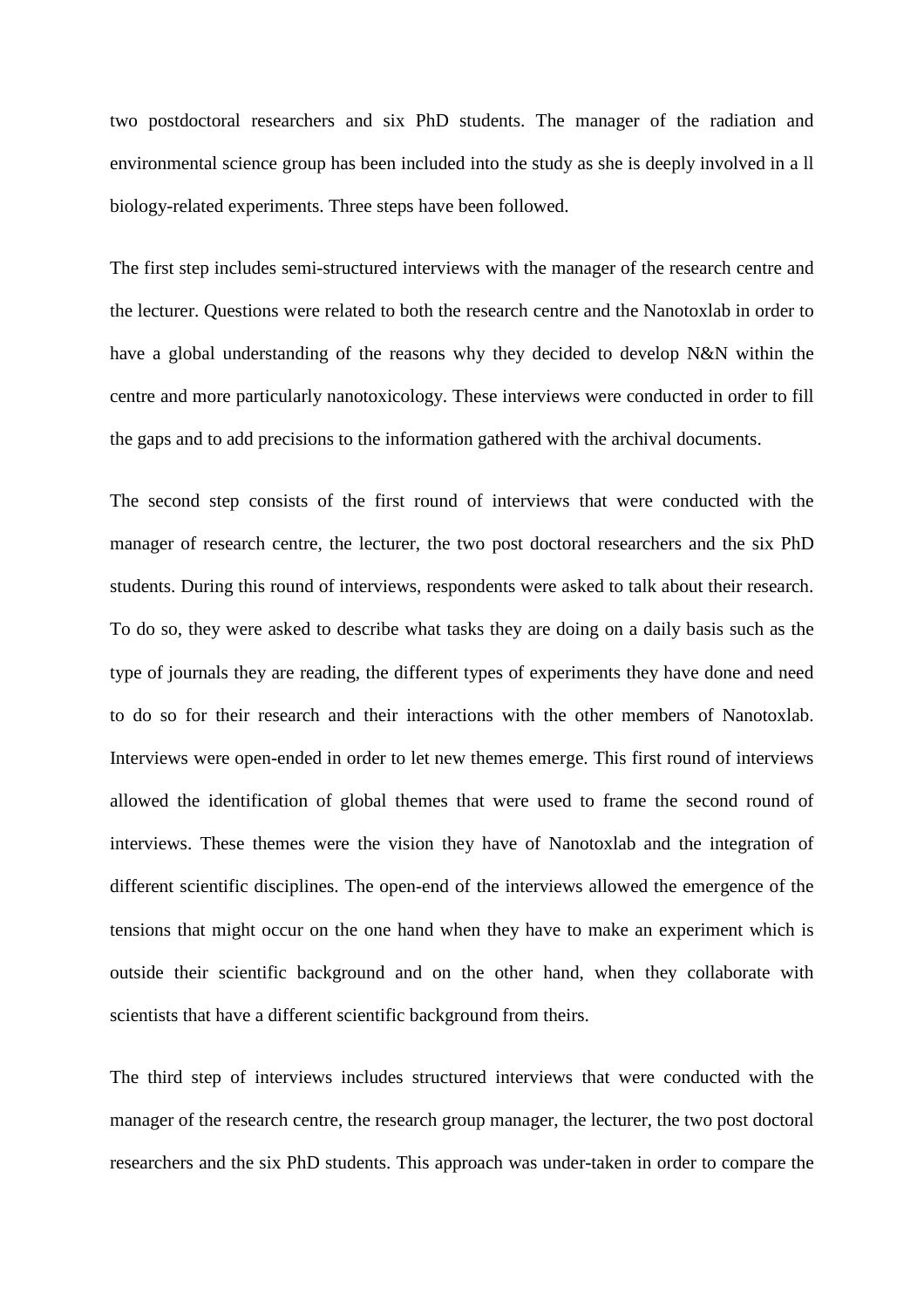two postdoctoral researchers and six PhD students. The manager of the radiation and environmental science group has been included into the study as she is deeply involved in a ll biology-related experiments. Three steps have been followed.

The first step includes semi-structured interviews with the manager of the research centre and the lecturer. Questions were related to both the research centre and the Nanotoxlab in order to have a global understanding of the reasons why they decided to develop N&N within the centre and more particularly nanotoxicology. These interviews were conducted in order to fill the gaps and to add precisions to the information gathered with the archival documents.

The second step consists of the first round of interviews that were conducted with the manager of research centre, the lecturer, the two post doctoral researchers and the six PhD students. During this round of interviews, respondents were asked to talk about their research. To do so, they were asked to describe what tasks they are doing on a daily basis such as the type of journals they are reading, the different types of experiments they have done and need to do so for their research and their interactions with the other members of Nanotoxlab. Interviews were open-ended in order to let new themes emerge. This first round of interviews allowed the identification of global themes that were used to frame the second round of interviews. These themes were the vision they have of Nanotoxlab and the integration of different scientific disciplines. The open-end of the interviews allowed the emergence of the tensions that might occur on the one hand when they have to make an experiment which is outside their scientific background and on the other hand, when they collaborate with scientists that have a different scientific background from theirs.

The third step of interviews includes structured interviews that were conducted with the manager of the research centre, the research group manager, the lecturer, the two post doctoral researchers and the six PhD students. This approach was under-taken in order to compare the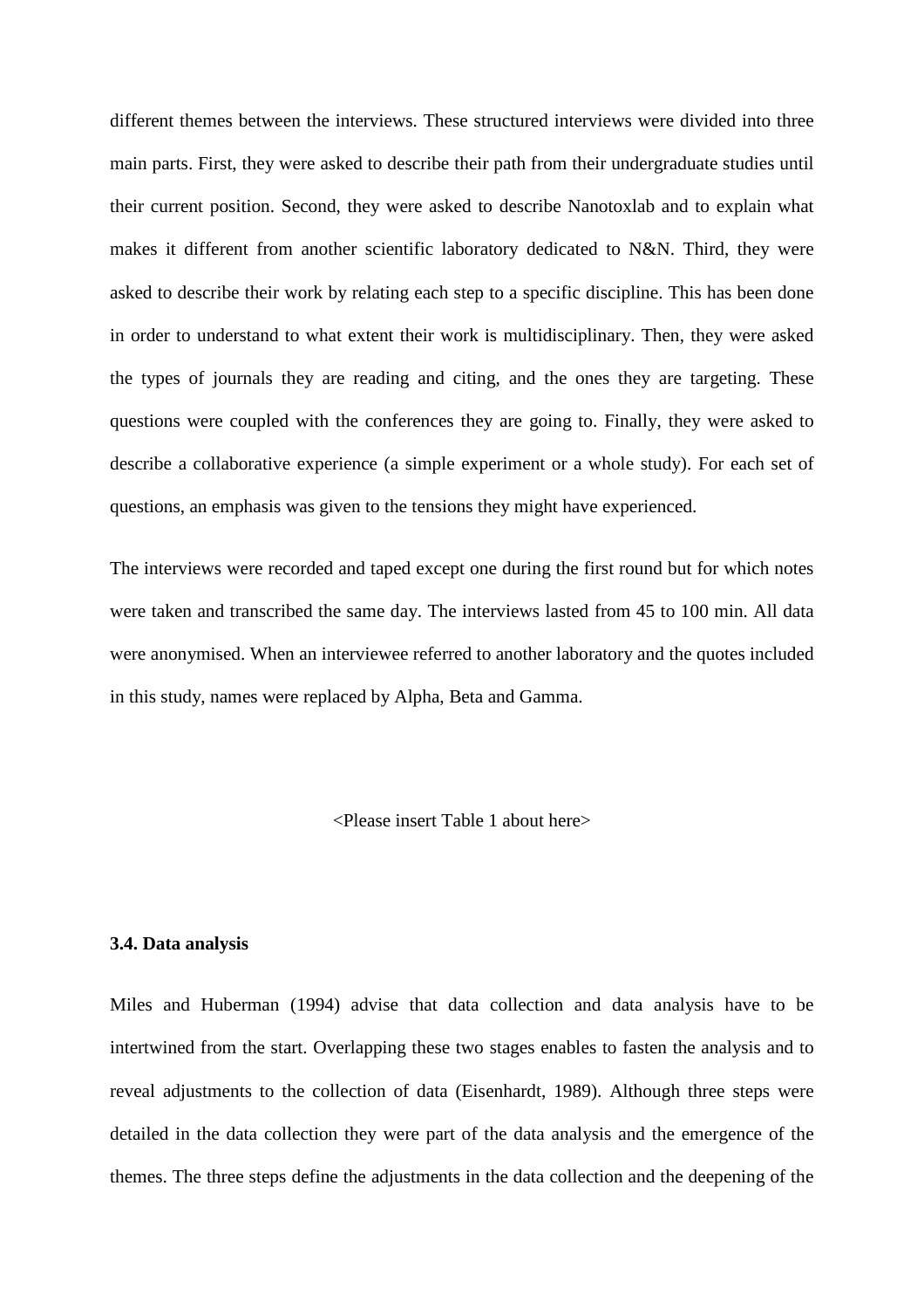different themes between the interviews. These structured interviews were divided into three main parts. First, they were asked to describe their path from their undergraduate studies until their current position. Second, they were asked to describe Nanotoxlab and to explain what makes it different from another scientific laboratory dedicated to N&N. Third, they were asked to describe their work by relating each step to a specific discipline. This has been done in order to understand to what extent their work is multidisciplinary. Then, they were asked the types of journals they are reading and citing, and the ones they are targeting. These questions were coupled with the conferences they are going to. Finally, they were asked to describe a collaborative experience (a simple experiment or a whole study). For each set of questions, an emphasis was given to the tensions they might have experienced.

The interviews were recorded and taped except one during the first round but for which notes were taken and transcribed the same day. The interviews lasted from 45 to 100 min. All data were anonymised. When an interviewee referred to another laboratory and the quotes included in this study, names were replaced by Alpha, Beta and Gamma.

<Please insert Table 1 about here>

### 3.4. Data analysis

Miles and Huberman (1994) advise that data collection and data analysis have to be intertwined from the start. Overlapping these two stages enables to fasten the analysis and to reveal adjustments to the collection of data (Eisenhardt, 1989). Although three steps were detailed in the data collection they were part of the data analysis and the emergence of the themes. The three steps define the adjustments in the data collection and the deepening of the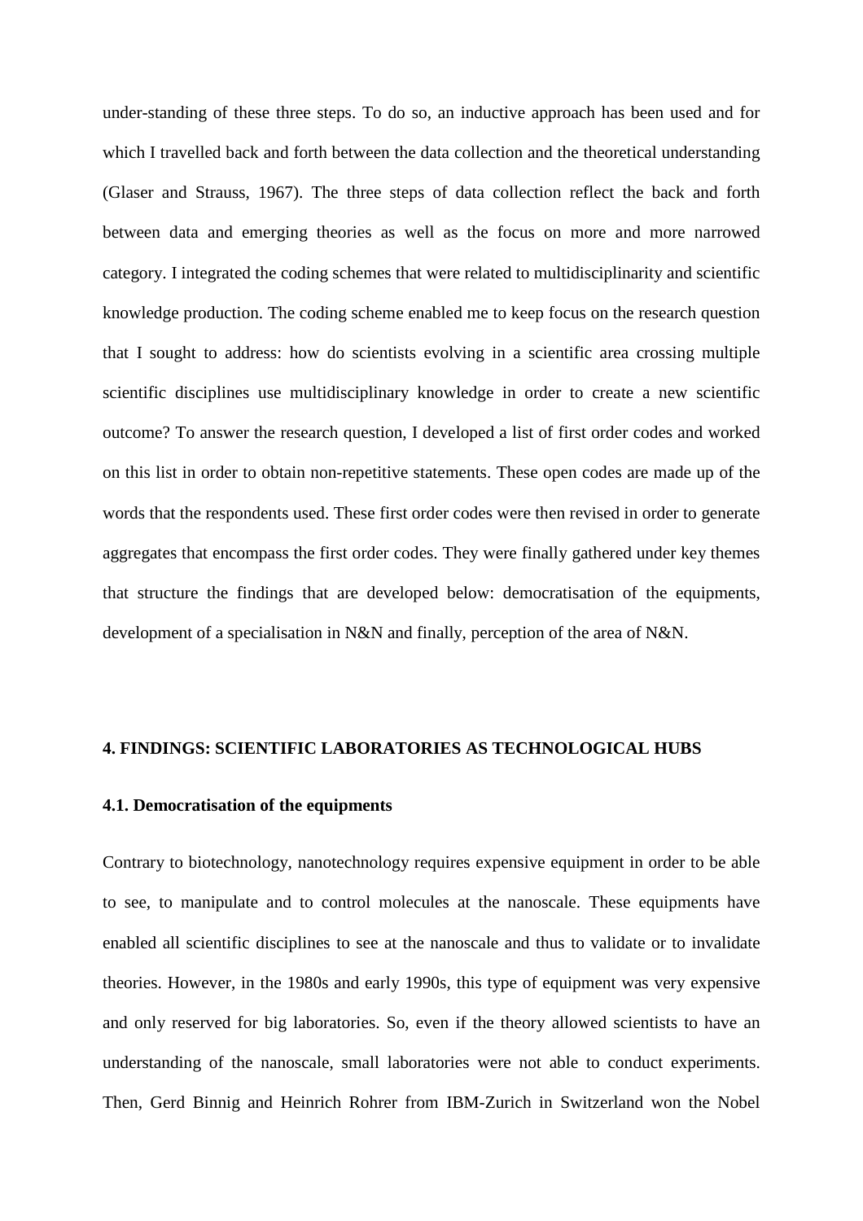under-standing of these three steps. To do so, an inductive approach has been used and for which I travelled back and forth between the data collection and the theoretical understanding (Glaser and Strauss, 1967). The three steps of data collection reflect the back and forth between data and emerging theories as well as the focus on more and more narrowed category. I integrated the coding schemes that were related to multidisciplinarity and scientific knowledge production. The coding scheme enabled me to keep focus on the research question that I sought to address: how do scientists evolving in a scientific area crossing multiple scientific disciplines use multidisciplinary knowledge in order to create a new scientific outcome? To answer the research question, I developed a list of first order codes and worked on this list in order to obtain non-repetitive statements. These open codes are made up of the words that the respondents used. These first order codes were then revised in order to generate aggregates that encompass the first order codes. They were finally gathered under key themes that structure the findings that are developed below: democratisation of the equipments, development of a specialisation in N&N and finally, perception of the area of N&N.

## 4. FINDINGS: SCIENTIFIC LABORATORIES AS TECHNOLOGICAL HUBS

### 4.1. Democratisation of the equipments

Contrary to biotechnology, nanotechnology requires expensive equipment in order to be able to see, to manipulate and to control molecules at the nanoscale. These equipments have enabled all scientific disciplines to see at the nanoscale and thus to validate or to invalidate theories. However, in the 1980s and early 1990s, this type of equipment was very expensive and only reserved for big laboratories. So, even if the theory allowed scientists to have an understanding of the nanoscale, small laboratories were not able to conduct experiments. Then, Gerd Binnig and Heinrich Rohrer from IBM-Zurich in Switzerland won the Nobel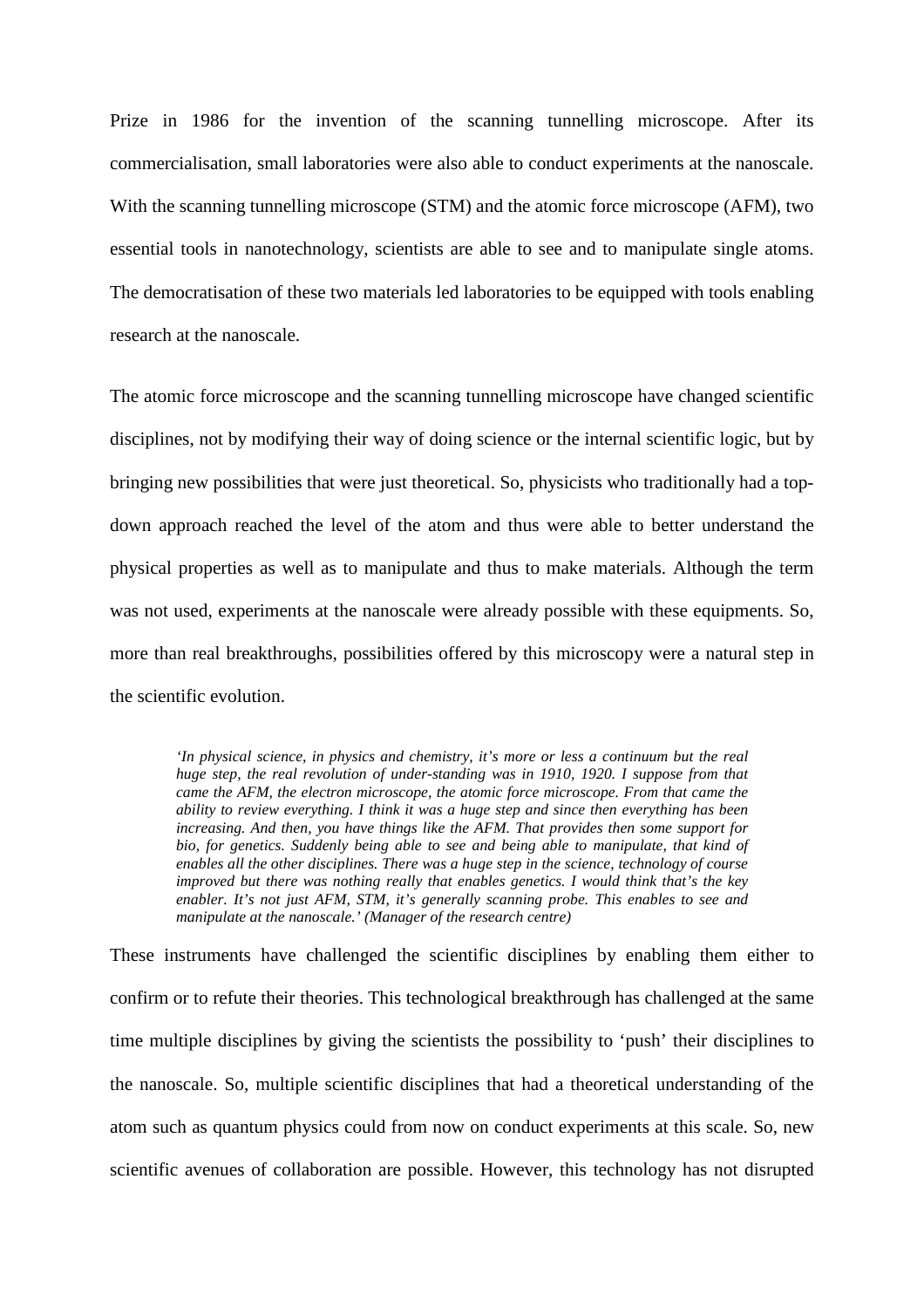Prize in 1986 for the invention of the scanning tunnelling microscope. After its commercialisation, small laboratories were also able to conduct experiments at the nanoscale. With the scanning tunnelling microscope (STM) and the atomic force microscope (AFM), two essential tools in nanotechnology, scientists are able to see and to manipulate single atoms. The democratisation of these two materials led laboratories to be equipped with tools enabling research at the nanoscale.

The atomic force microscope and the scanning tunnelling microscope have changed scientific disciplines, not by modifying their way of doing science or the internal scientific logic, but by bringing new possibilities that were just theoretical. So, physicists who traditionally had a top-down approach reached the level of the atom and thus were able to better understand the physical properties as well as to manipulate and thus to make materials. Although the term was not used, experiments at the nanoscale were already possible with these equipments. So, more than real breakthroughs, possibilities offered by this microscopy were a natural step in the scientific evolution.

> *'In physical science, in physics and chemistry, it's more or less a continuum but the real huge step, the real revolution of under-standing was in 1910, 1920. I suppose from that came the AFM, the electron microscope, the atomic force microscope. From that came the ability to review everything. I think it was a huge step and since then everything has been increasing. And then, you have things like the AFM. That provides then some support for bio, for genetics. Suddenly being able to see and being able to manipulate, that kind of enables all the other disciplines. There was a huge step in the science, technology of course improved but there was nothing really that enables genetics. I would think that's the key enabler. It's not just AFM, STM, it's generally scanning probe. This enables to see and manipulate at the nanoscale.' (Manager of the research centre)*

These instruments have challenged the scientific disciplines by enabling them either to confirm or to refute their theories. This technological breakthrough has challenged at the same time multiple disciplines by giving the scientists the possibility to 'push' their disciplines to the nanoscale. So, multiple scientific disciplines that had a theoretical understanding of the atom such as quantum physics could from now on conduct experiments at this scale. So, new scientific avenues of collaboration are possible. However, this technology has not disrupted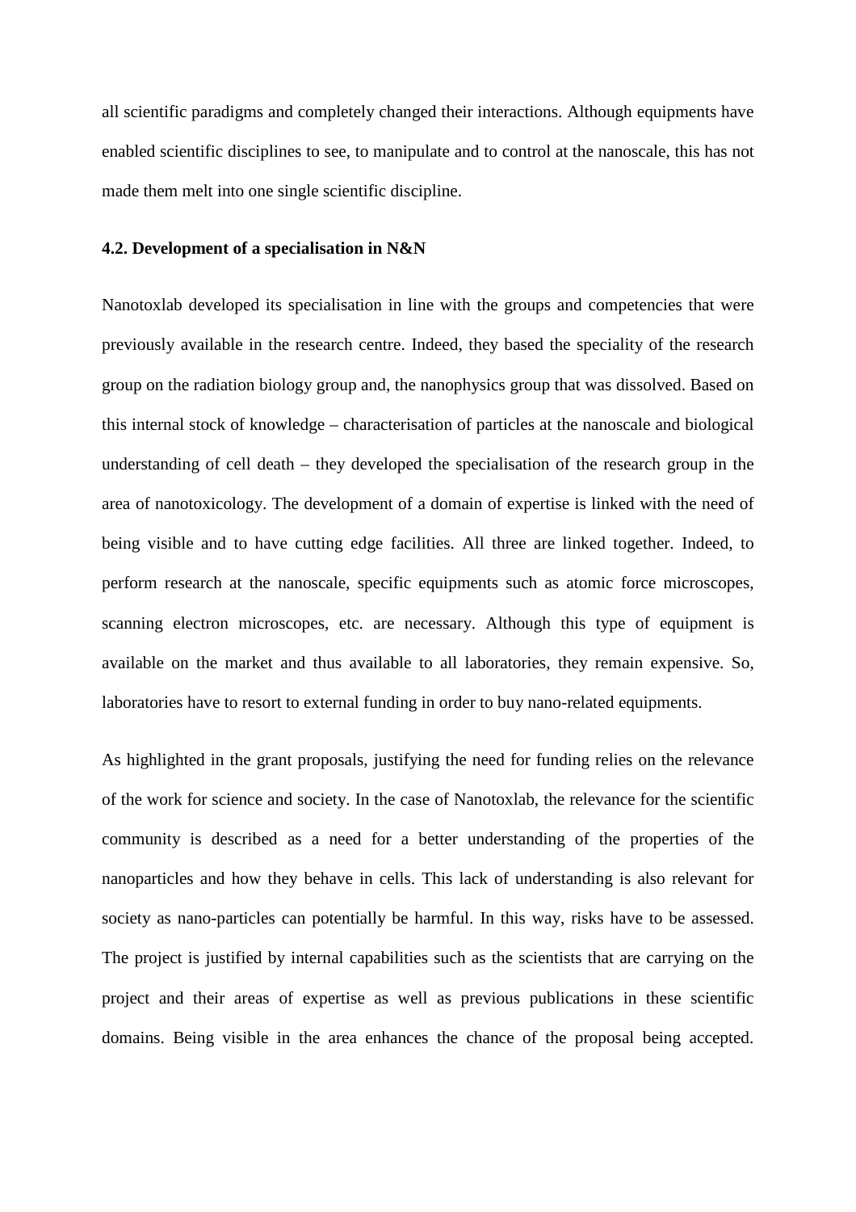all scientific paradigms and completely changed their interactions. Although equipments have enabled scientific disciplines to see, to manipulate and to control at the nanoscale, this has not made them melt into one single scientific discipline.

### 4.2. Development of a specialisation in N&N

Nanotoxlab developed its specialisation in line with the groups and competencies that were previously available in the research centre. Indeed, they based the speciality of the research group on the radiation biology group and, the nanophysics group that was dissolved. Based on this internal stock of knowledge – characterisation of particles at the nanoscale and biological understanding of cell death – they developed the specialisation of the research group in the area of nanotoxicology. The development of a domain of expertise is linked with the need of being visible and to have cutting edge facilities. All three are linked together. Indeed, to perform research at the nanoscale, specific equipments such as atomic force microscopes, scanning electron microscopes, etc. are necessary. Although this type of equipment is available on the market and thus available to all laboratories, they remain expensive. So, laboratories have to resort to external funding in order to buy nano-related equipments.

As highlighted in the grant proposals, justifying the need for funding relies on the relevance of the work for science and society. In the case of Nanotoxlab, the relevance for the scientific community is described as a need for a better understanding of the properties of the nanoparticles and how they behave in cells. This lack of understanding is also relevant for society as nano-particles can potentially be harmful. In this way, risks have to be assessed. The project is justified by internal capabilities such as the scientists that are carrying on the project and their areas of expertise as well as previous publications in these scientific domains. Being visible in the area enhances the chance of the proposal being accepted.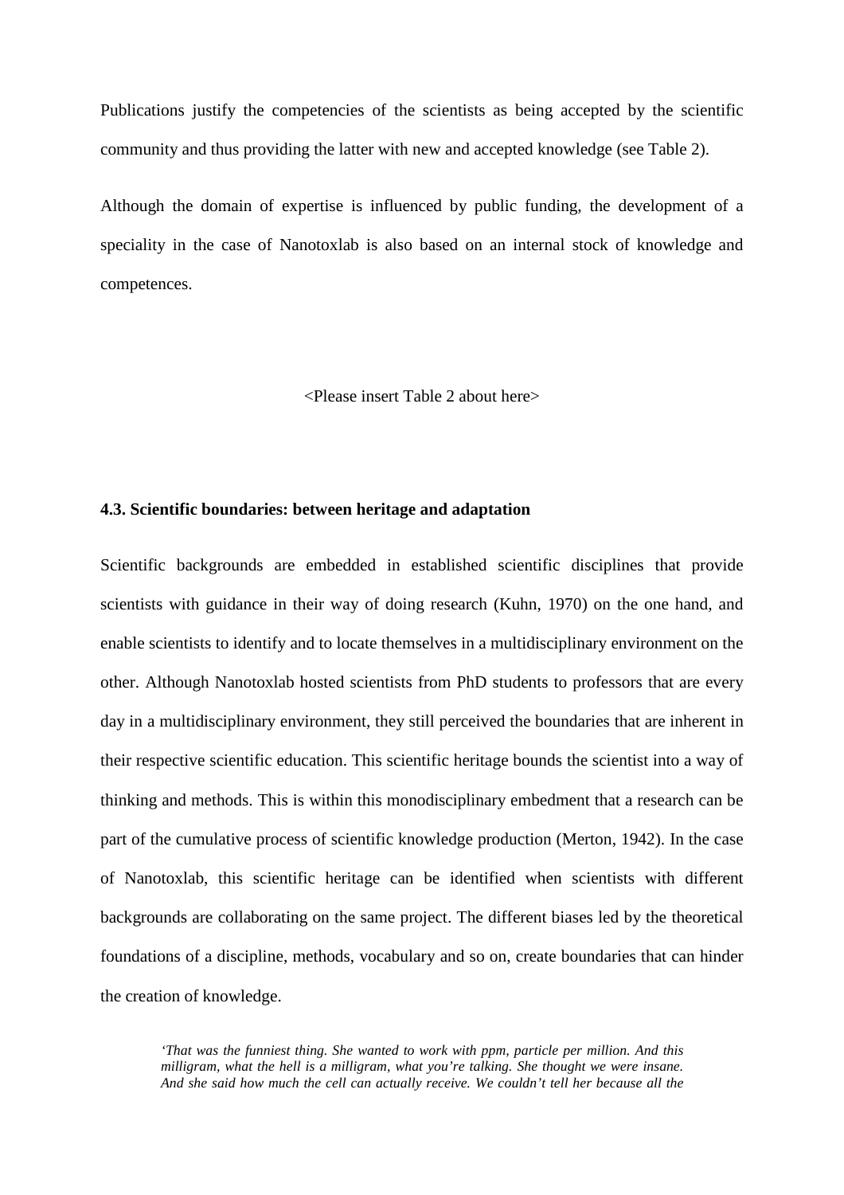Publications justify the competencies of the scientists as being accepted by the scientific community and thus providing the latter with new and accepted knowledge (see Table 2).

Although the domain of expertise is influenced by public funding, the development of a speciality in the case of Nanotoxlab is also based on an internal stock of knowledge and competences.

<Please insert Table 2 about here>

### 4.3. Scientific boundaries: between heritage and adaptation

Scientific backgrounds are embedded in established scientific disciplines that provide scientists with guidance in their way of doing research (Kuhn, 1970) on the one hand, and enable scientists to identify and to locate themselves in a multidisciplinary environment on the other. Although Nanotoxlab hosted scientists from PhD students to professors that are every day in a multidisciplinary environment, they still perceived the boundaries that are inherent in their respective scientific education. This scientific heritage bounds the scientist into a way of thinking and methods. This is within this monodisciplinary embedment that a research can be part of the cumulative process of scientific knowledge production (Merton, 1942). In the case of Nanotoxlab, this scientific heritage can be identified when scientists with different backgrounds are collaborating on the same project. The different biases led by the theoretical foundations of a discipline, methods, vocabulary and so on, create boundaries that can hinder the creation of knowledge.

> *'That was the funniest thing. She wanted to work with ppm, particle per million. And this milligram, what the hell is a milligram, what you're talking. She thought we were insane. And she said how much the cell can actually receive. We couldn't tell her because all the*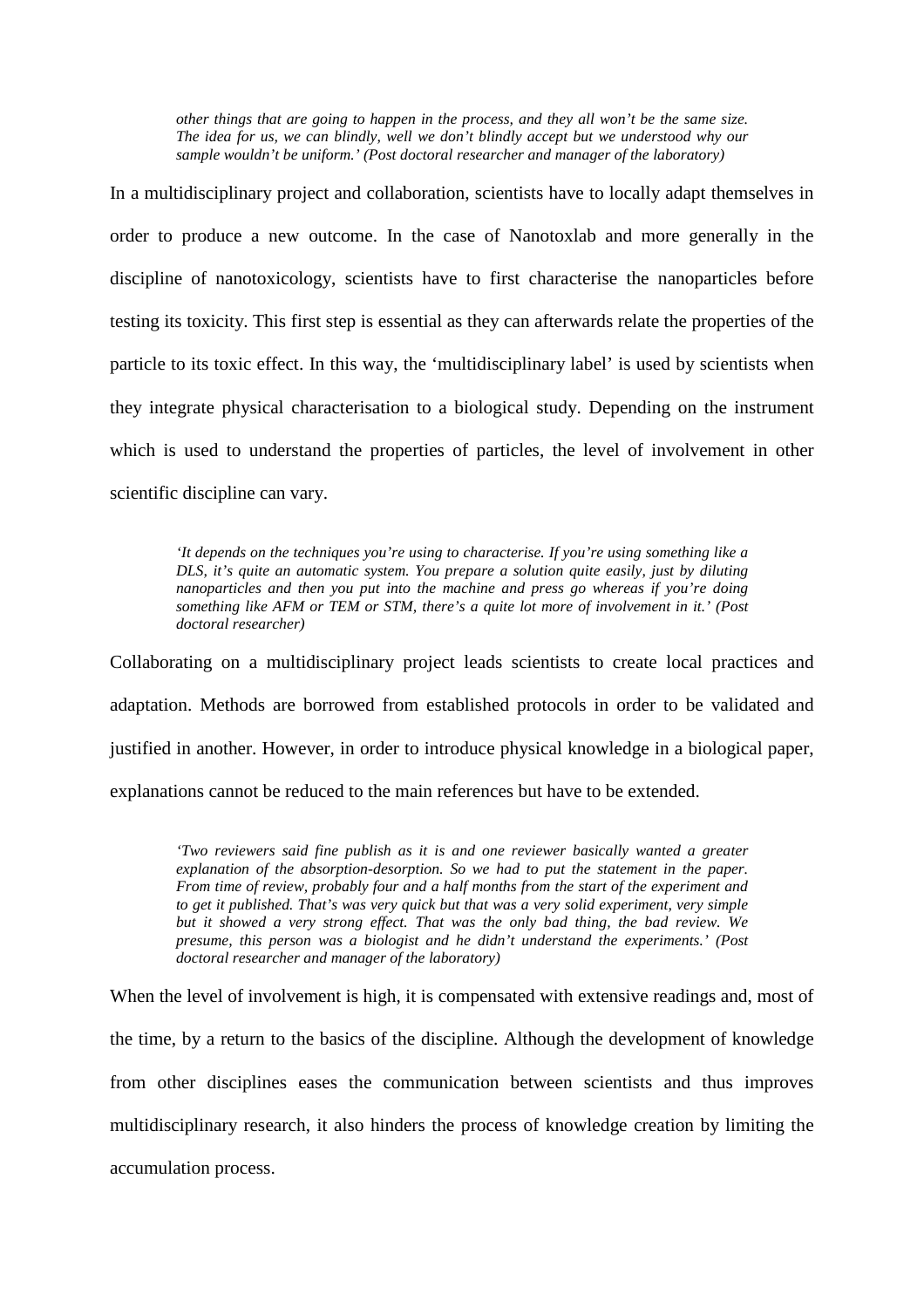> *other things that are going to happen in the process, and they all won't be the same size. The idea for us, we can blindly, well we don't blindly accept but we understood why our sample wouldn't be uniform.' (Post doctoral researcher and manager of the laboratory)*

In a multidisciplinary project and collaboration, scientists have to locally adapt themselves in order to produce a new outcome. In the case of Nanotoxlab and more generally in the discipline of nanotoxicology, scientists have to first characterise the nanoparticles before testing its toxicity. This first step is essential as they can afterwards relate the properties of the particle to its toxic effect. In this way, the 'multidisciplinary label' is used by scientists when they integrate physical characterisation to a biological study. Depending on the instrument which is used to understand the properties of particles, the level of involvement in other scientific discipline can vary.

> *'It depends on the techniques you're using to characterise. If you're using something like a DLS, it's quite an automatic system. You prepare a solution quite easily, just by diluting nanoparticles and then you put into the machine and press go whereas if you're doing something like AFM or TEM or STM, there's a quite lot more of involvement in it.' (Post doctoral researcher)*

Collaborating on a multidisciplinary project leads scientists to create local practices and adaptation. Methods are borrowed from established protocols in order to be validated and justified in another. However, in order to introduce physical knowledge in a biological paper, explanations cannot be reduced to the main references but have to be extended.

> *'Two reviewers said fine publish as it is and one reviewer basically wanted a greater explanation of the absorption-desorption. So we had to put the statement in the paper. From time of review, probably four and a half months from the start of the experiment and to get it published. That's was very quick but that was a very solid experiment, very simple but it showed a very strong effect. That was the only bad thing, the bad review. We presume, this person was a biologist and he didn't understand the experiments.' (Post doctoral researcher and manager of the laboratory)*

When the level of involvement is high, it is compensated with extensive readings and, most of the time, by a return to the basics of the discipline. Although the development of knowledge from other disciplines eases the communication between scientists and thus improves multidisciplinary research, it also hinders the process of knowledge creation by limiting the accumulation process.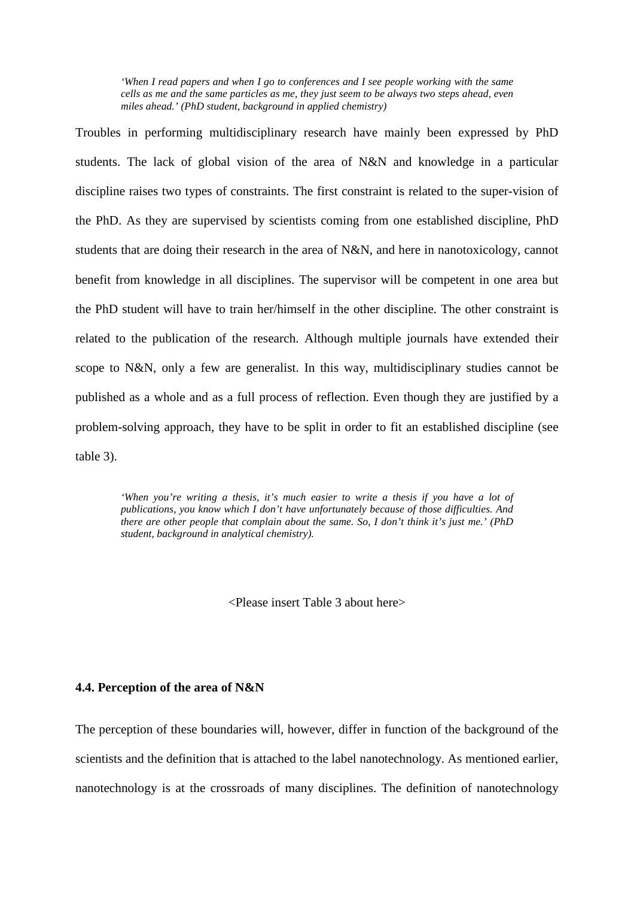> *'When I read papers and when I go to conferences and I see people working with the same cells as me and the same particles as me, they just seem to be always two steps ahead, even miles ahead.' (PhD student, background in applied chemistry)*

Troubles in performing multidisciplinary research have mainly been expressed by PhD students. The lack of global vision of the area of N&N and knowledge in a particular discipline raises two types of constraints. The first constraint is related to the super-vision of the PhD. As they are supervised by scientists coming from one established discipline, PhD students that are doing their research in the area of N&N, and here in nanotoxicology, cannot benefit from knowledge in all disciplines. The supervisor will be competent in one area but the PhD student will have to train her/himself in the other discipline. The other constraint is related to the publication of the research. Although multiple journals have extended their scope to N&N, only a few are generalist. In this way, multidisciplinary studies cannot be published as a whole and as a full process of reflection. Even though they are justified by a problem-solving approach, they have to be split in order to fit an established discipline (see table 3).

> *'When you're writing a thesis, it's much easier to write a thesis if you have a lot of publications, you know which I don't have unfortunately because of those difficulties. And there are other people that complain about the same. So, I don't think it's just me.' (PhD student, background in analytical chemistry).*

<Please insert Table 3 about here>

### 4.4. Perception of the area of N&N

The perception of these boundaries will, however, differ in function of the background of the scientists and the definition that is attached to the label nanotechnology. As mentioned earlier, nanotechnology is at the crossroads of many disciplines. The definition of nanotechnology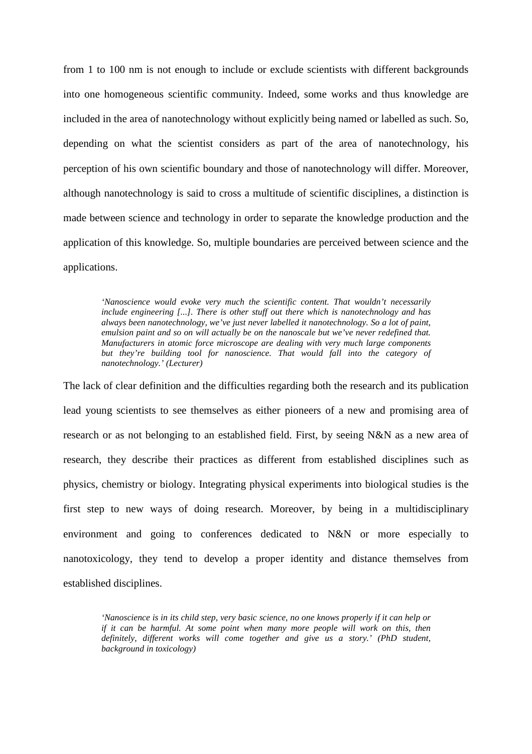from 1 to 100 nm is not enough to include or exclude scientists with different backgrounds into one homogeneous scientific community. Indeed, some works and thus knowledge are included in the area of nanotechnology without explicitly being named or labelled as such. So, depending on what the scientist considers as part of the area of nanotechnology, his perception of his own scientific boundary and those of nanotechnology will differ. Moreover, although nanotechnology is said to cross a multitude of scientific disciplines, a distinction is made between science and technology in order to separate the knowledge production and the application of this knowledge. So, multiple boundaries are perceived between science and the applications.

> *'Nanoscience would evoke very much the scientific content. That wouldn't necessarily include engineering [...]. There is other stuff out there which is nanotechnology and has always been nanotechnology, we've just never labelled it nanotechnology. So a lot of paint, emulsion paint and so on will actually be on the nanoscale but we've never redefined that. Manufacturers in atomic force microscope are dealing with very much large components but they're building tool for nanoscience. That would fall into the category of nanotechnology.' (Lecturer)*

The lack of clear definition and the difficulties regarding both the research and its publication lead young scientists to see themselves as either pioneers of a new and promising area of research or as not belonging to an established field. First, by seeing N&N as a new area of research, they describe their practices as different from established disciplines such as physics, chemistry or biology. Integrating physical experiments into biological studies is the first step to new ways of doing research. Moreover, by being in a multidisciplinary environment and going to conferences dedicated to N&N or more especially to nanotoxicology, they tend to develop a proper identity and distance themselves from established disciplines.

> *'Nanoscience is in its child step, very basic science, no one knows properly if it can help or if it can be harmful. At some point when many more people will work on this, then definitely, different works will come together and give us a story.' (PhD student, background in toxicology)*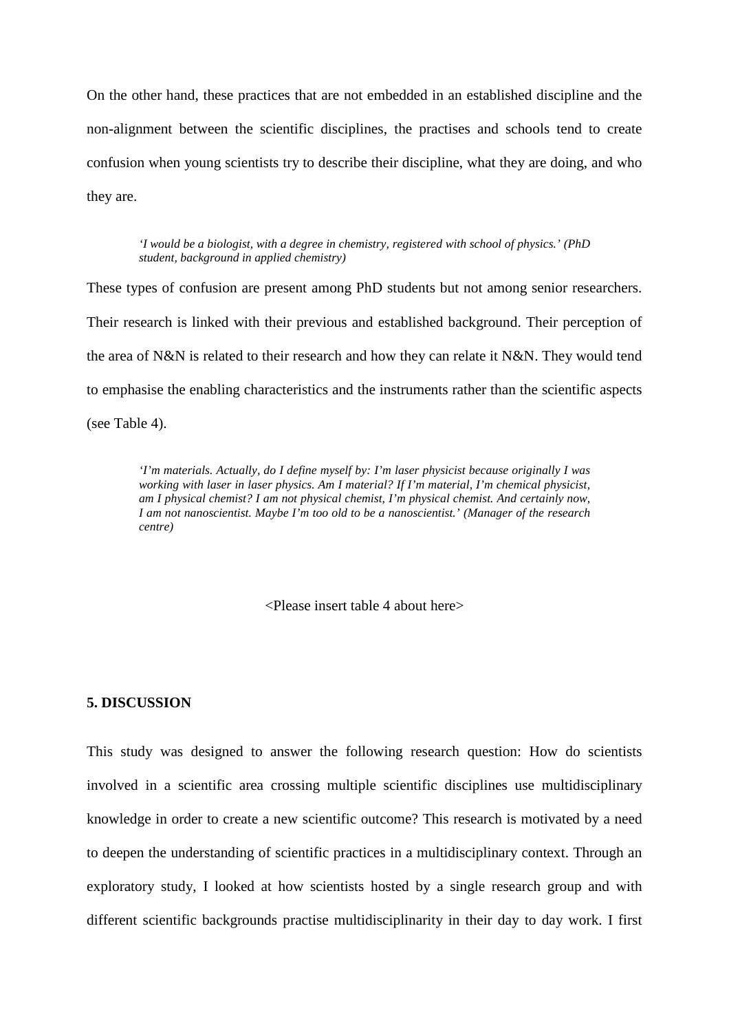On the other hand, these practices that are not embedded in an established discipline and the non-alignment between the scientific disciplines, the practises and schools tend to create confusion when young scientists try to describe their discipline, what they are doing, and who they are.

> *'I would be a biologist, with a degree in chemistry, registered with school of physics.' (PhD student, background in applied chemistry)*

These types of confusion are present among PhD students but not among senior researchers. Their research is linked with their previous and established background. Their perception of the area of N&N is related to their research and how they can relate it N&N. They would tend to emphasise the enabling characteristics and the instruments rather than the scientific aspects (see Table 4).

> *'I'm materials. Actually, do I define myself by: I'm laser physicist because originally I was working with laser in laser physics. Am I material? If I'm material, I'm chemical physicist, am I physical chemist? I am not physical chemist, I'm physical chemist. And certainly now, I am not nanoscientist. Maybe I'm too old to be a nanoscientist.' (Manager of the research centre)*

<Please insert table 4 about here>

## 5. DISCUSSION

This study was designed to answer the following research question: How do scientists involved in a scientific area crossing multiple scientific disciplines use multidisciplinary knowledge in order to create a new scientific outcome? This research is motivated by a need to deepen the understanding of scientific practices in a multidisciplinary context. Through an exploratory study, I looked at how scientists hosted by a single research group and with different scientific backgrounds practise multidisciplinarity in their day to day work. I first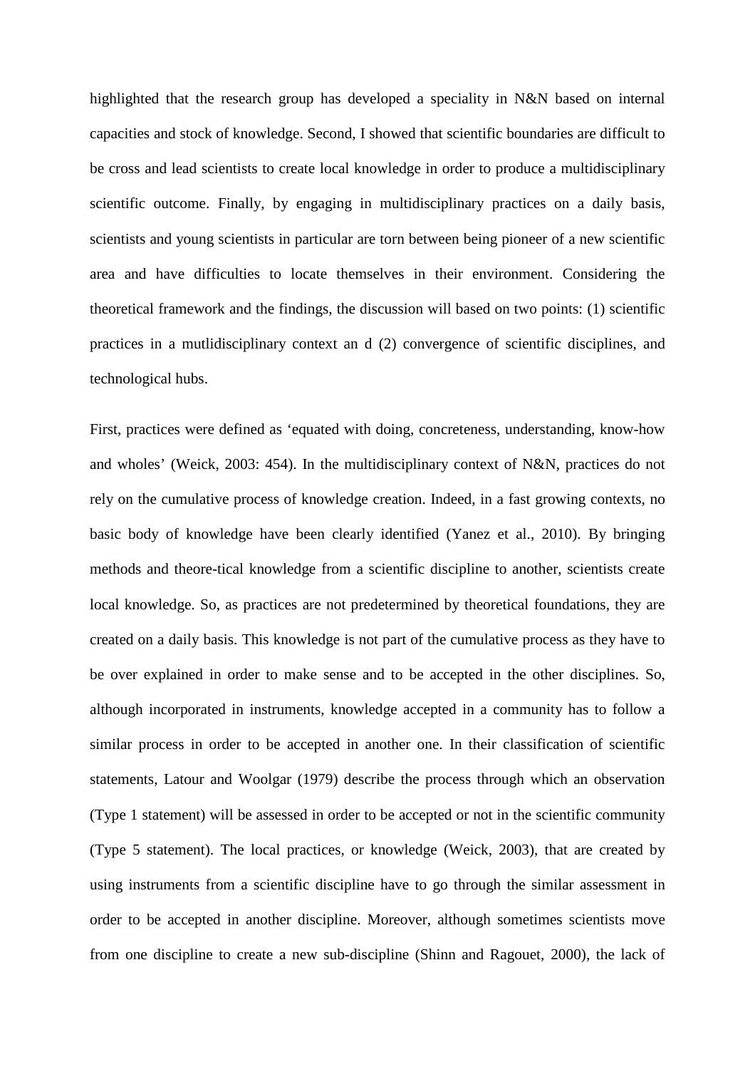highlighted that the research group has developed a speciality in N&N based on internal capacities and stock of knowledge. Second, I showed that scientific boundaries are difficult to be cross and lead scientists to create local knowledge in order to produce a multidisciplinary scientific outcome. Finally, by engaging in multidisciplinary practices on a daily basis, scientists and young scientists in particular are torn between being pioneer of a new scientific area and have difficulties to locate themselves in their environment. Considering the theoretical framework and the findings, the discussion will based on two points: (1) scientific practices in a mutlidisciplinary context an d (2) convergence of scientific disciplines, and technological hubs.

First, practices were defined as 'equated with doing, concreteness, understanding, know-how and wholes' (Weick, 2003: 454). In the multidisciplinary context of N&N, practices do not rely on the cumulative process of knowledge creation. Indeed, in a fast growing contexts, no basic body of knowledge have been clearly identified (Yanez et al., 2010). By bringing methods and theore-tical knowledge from a scientific discipline to another, scientists create local knowledge. So, as practices are not predetermined by theoretical foundations, they are created on a daily basis. This knowledge is not part of the cumulative process as they have to be over explained in order to make sense and to be accepted in the other disciplines. So, although incorporated in instruments, knowledge accepted in a community has to follow a similar process in order to be accepted in another one. In their classification of scientific statements, Latour and Woolgar (1979) describe the process through which an observation (Type 1 statement) will be assessed in order to be accepted or not in the scientific community (Type 5 statement). The local practices, or knowledge (Weick, 2003), that are created by using instruments from a scientific discipline have to go through the similar assessment in order to be accepted in another discipline. Moreover, although sometimes scientists move from one discipline to create a new sub-discipline (Shinn and Ragouet, 2000), the lack of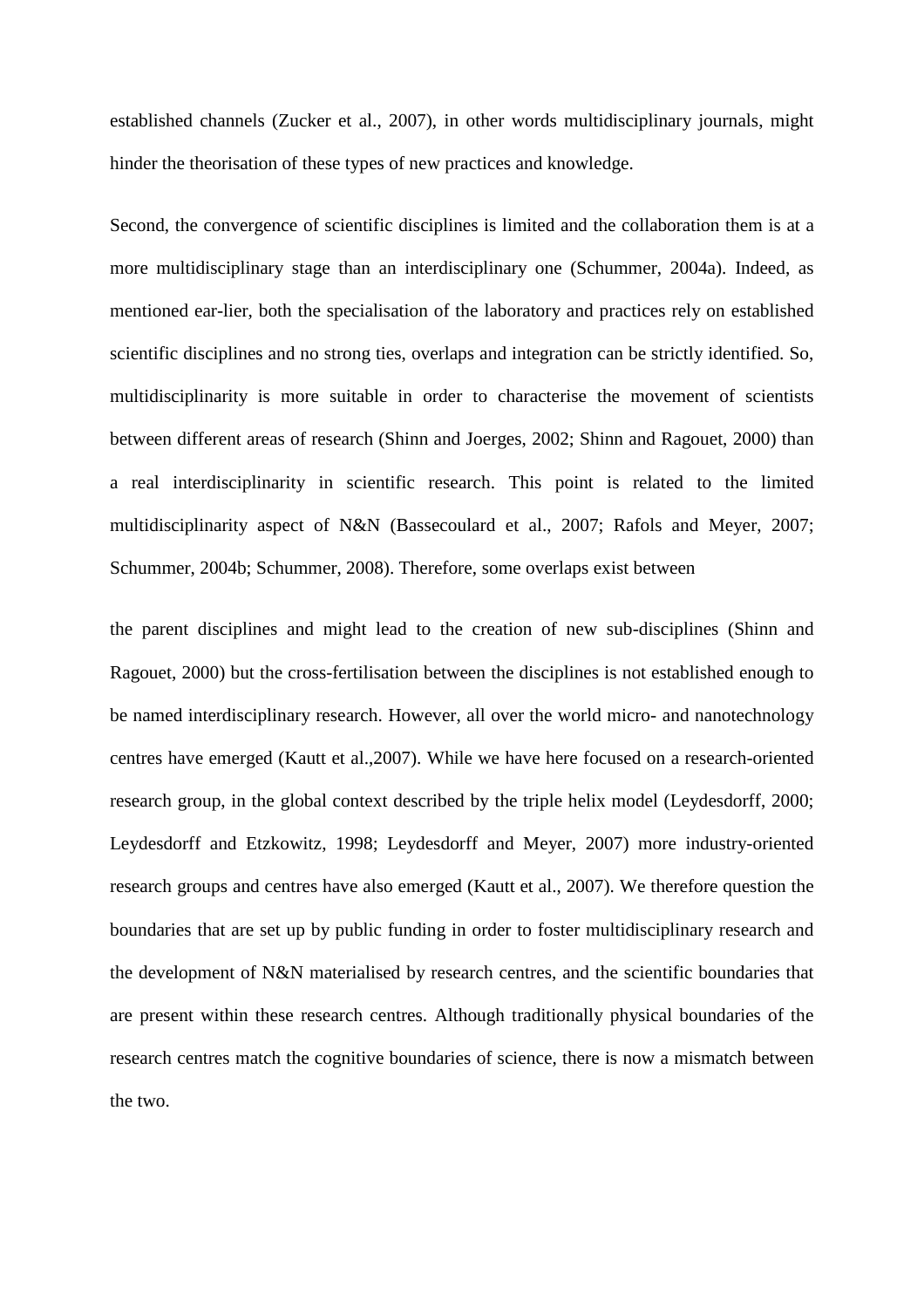established channels (Zucker et al., 2007), in other words multidisciplinary journals, might hinder the theorisation of these types of new practices and knowledge.

Second, the convergence of scientific disciplines is limited and the collaboration them is at a more multidisciplinary stage than an interdisciplinary one (Schummer, 2004a). Indeed, as mentioned ear-lier, both the specialisation of the laboratory and practices rely on established scientific disciplines and no strong ties, overlaps and integration can be strictly identified. So, multidisciplinarity is more suitable in order to characterise the movement of scientists between different areas of research (Shinn and Joerges, 2002; Shinn and Ragouet, 2000) than a real interdisciplinarity in scientific research. This point is related to the limited multidisciplinarity aspect of N&N (Bassecoulard et al., 2007; Rafols and Meyer, 2007; Schummer, 2004b; Schummer, 2008). Therefore, some overlaps exist between

the parent disciplines and might lead to the creation of new sub-disciplines (Shinn and Ragouet, 2000) but the cross-fertilisation between the disciplines is not established enough to be named interdisciplinary research. However, all over the world micro- and nanotechnology centres have emerged (Kautt et al.,2007). While we have here focused on a research-oriented research group, in the global context described by the triple helix model (Leydesdorff, 2000; Leydesdorff and Etzkowitz, 1998; Leydesdorff and Meyer, 2007) more industry-oriented research groups and centres have also emerged (Kautt et al., 2007). We therefore question the boundaries that are set up by public funding in order to foster multidisciplinary research and the development of N&N materialised by research centres, and the scientific boundaries that are present within these research centres. Although traditionally physical boundaries of the research centres match the cognitive boundaries of science, there is now a mismatch between the two.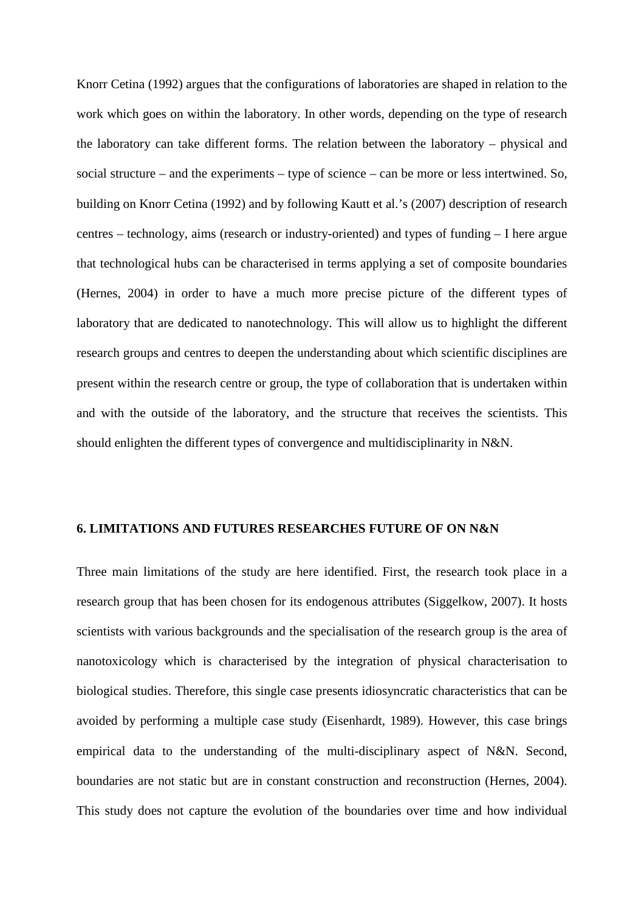Knorr Cetina (1992) argues that the configurations of laboratories are shaped in relation to the work which goes on within the laboratory. In other words, depending on the type of research the laboratory can take different forms. The relation between the laboratory – physical and social structure – and the experiments – type of science – can be more or less intertwined. So, building on Knorr Cetina (1992) and by following Kautt et al.'s (2007) description of research centres – technology, aims (research or industry-oriented) and types of funding – I here argue that technological hubs can be characterised in terms applying a set of composite boundaries (Hernes, 2004) in order to have a much more precise picture of the different types of laboratory that are dedicated to nanotechnology. This will allow us to highlight the different research groups and centres to deepen the understanding about which scientific disciplines are present within the research centre or group, the type of collaboration that is undertaken within and with the outside of the laboratory, and the structure that receives the scientists. This should enlighten the different types of convergence and multidisciplinarity in N&N.

## 6. LIMITATIONS AND FUTURES RESEARCHES FUTURE OF ON N&N

Three main limitations of the study are here identified. First, the research took place in a research group that has been chosen for its endogenous attributes (Siggelkow, 2007). It hosts scientists with various backgrounds and the specialisation of the research group is the area of nanotoxicology which is characterised by the integration of physical characterisation to biological studies. Therefore, this single case presents idiosyncratic characteristics that can be avoided by performing a multiple case study (Eisenhardt, 1989). However, this case brings empirical data to the understanding of the multi-disciplinary aspect of N&N. Second, boundaries are not static but are in constant construction and reconstruction (Hernes, 2004). This study does not capture the evolution of the boundaries over time and how individual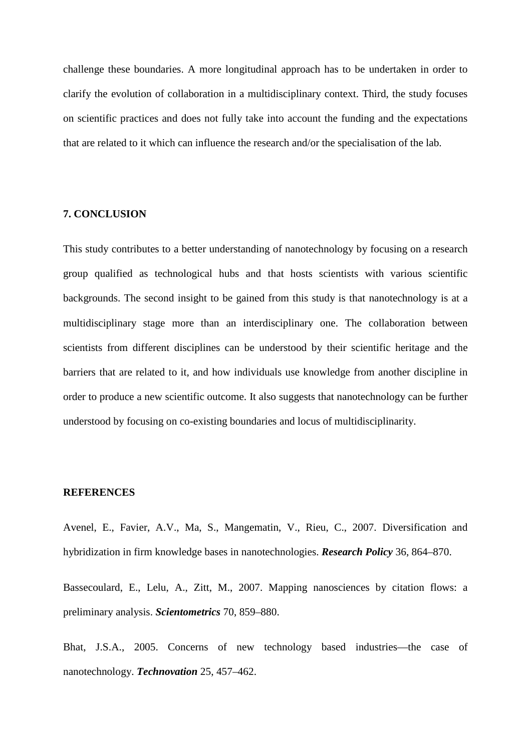challenge these boundaries. A more longitudinal approach has to be undertaken in order to clarify the evolution of collaboration in a multidisciplinary context. Third, the study focuses on scientific practices and does not fully take into account the funding and the expectations that are related to it which can influence the research and/or the specialisation of the lab.

## 7. CONCLUSION

This study contributes to a better understanding of nanotechnology by focusing on a research group qualified as technological hubs and that hosts scientists with various scientific backgrounds. The second insight to be gained from this study is that nanotechnology is at a multidisciplinary stage more than an interdisciplinary one. The collaboration between scientists from different disciplines can be understood by their scientific heritage and the barriers that are related to it, and how individuals use knowledge from another discipline in order to produce a new scientific outcome. It also suggests that nanotechnology can be further understood by focusing on co-existing boundaries and locus of multidisciplinarity.

## REFERENCES

Avenel, E., Favier, A.V., Ma, S., Mangematin, V., Rieu, C., 2007. Diversification and hybridization in firm knowledge bases in nanotechnologies. ***Research Policy*** 36, 864–870.

Bassecoulard, E., Lelu, A., Zitt, M., 2007. Mapping nanosciences by citation flows: a preliminary analysis. ***Scientometrics*** 70, 859–880.

Bhat, J.S.A., 2005. Concerns of new technology based industries—the case of nanotechnology. ***Technovation*** 25, 457–462.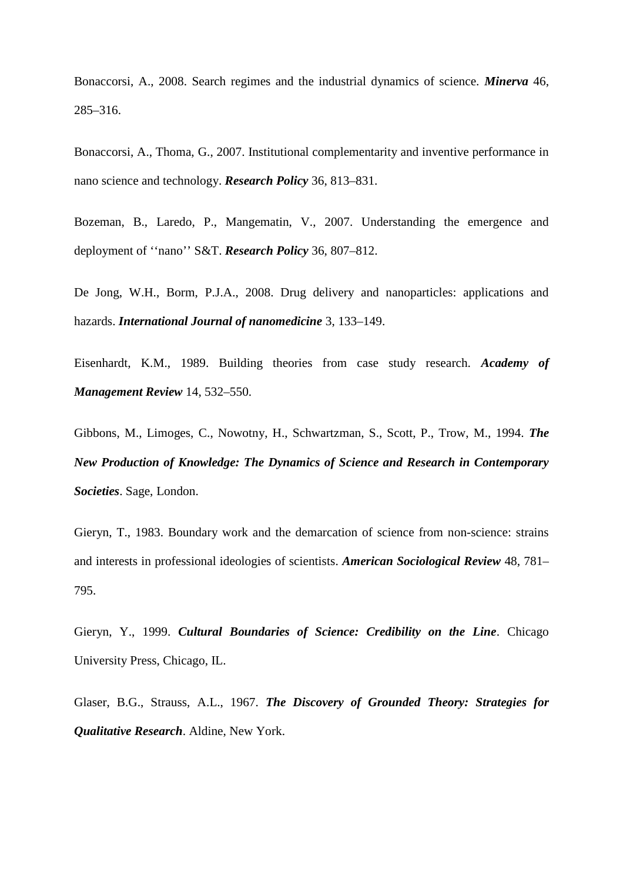Bonaccorsi, A., 2008. Search regimes and the industrial dynamics of science. ***Minerva*** 46, 285–316.

Bonaccorsi, A., Thoma, G., 2007. Institutional complementarity and inventive performance in nano science and technology. ***Research Policy*** 36, 813–831.

Bozeman, B., Laredo, P., Mangematin, V., 2007. Understanding the emergence and deployment of ‘‘nano’’ S&T. ***Research Policy*** 36, 807–812.

De Jong, W.H., Borm, P.J.A., 2008. Drug delivery and nanoparticles: applications and hazards. ***International Journal of nanomedicine*** 3, 133–149.

Eisenhardt, K.M., 1989. Building theories from case study research. ***Academy of Management Review*** 14, 532–550.

Gibbons, M., Limoges, C., Nowotny, H., Schwartzman, S., Scott, P., Trow, M., 1994. ***The New Production of Knowledge: The Dynamics of Science and Research in Contemporary Societies***. Sage, London.

Gieryn, T., 1983. Boundary work and the demarcation of science from non-science: strains and interests in professional ideologies of scientists. ***American Sociological Review*** 48, 781–795.

Gieryn, Y., 1999. ***Cultural Boundaries of Science: Credibility on the Line***. Chicago University Press, Chicago, IL.

Glaser, B.G., Strauss, A.L., 1967. ***The Discovery of Grounded Theory: Strategies for Qualitative Research***. Aldine, New York.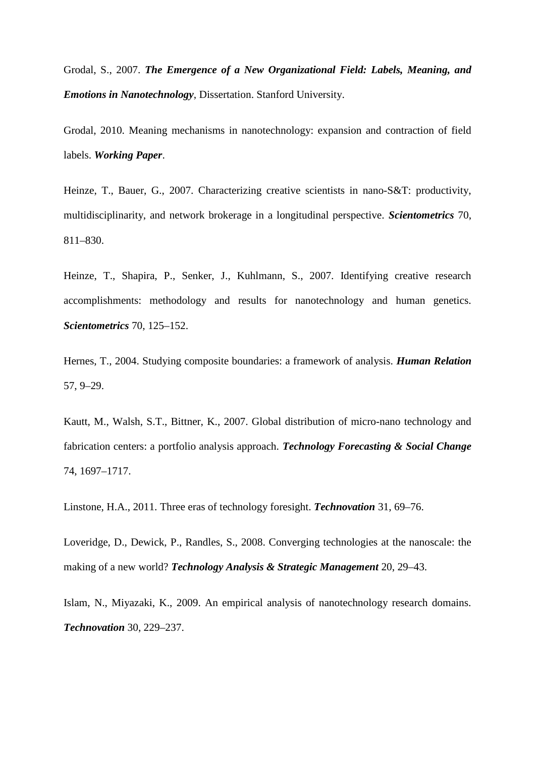Grodal, S., 2007. ***The Emergence of a New Organizational Field: Labels, Meaning, and Emotions in Nanotechnology***, Dissertation. Stanford University.

Grodal, 2010. Meaning mechanisms in nanotechnology: expansion and contraction of field labels. ***Working Paper***.

Heinze, T., Bauer, G., 2007. Characterizing creative scientists in nano-S&T: productivity, multidisciplinarity, and network brokerage in a longitudinal perspective. ***Scientometrics*** 70, 811–830.

Heinze, T., Shapira, P., Senker, J., Kuhlmann, S., 2007. Identifying creative research accomplishments: methodology and results for nanotechnology and human genetics. ***Scientometrics*** 70, 125–152.

Hernes, T., 2004. Studying composite boundaries: a framework of analysis. ***Human Relation*** 57, 9–29.

Kautt, M., Walsh, S.T., Bittner, K., 2007. Global distribution of micro-nano technology and fabrication centers: a portfolio analysis approach. ***Technology Forecasting & Social Change*** 74, 1697–1717.

Linstone, H.A., 2011. Three eras of technology foresight. ***Technovation*** 31, 69–76.

Loveridge, D., Dewick, P., Randles, S., 2008. Converging technologies at the nanoscale: the making of a new world? ***Technology Analysis & Strategic Management*** 20, 29–43.

Islam, N., Miyazaki, K., 2009. An empirical analysis of nanotechnology research domains. ***Technovation*** 30, 229–237.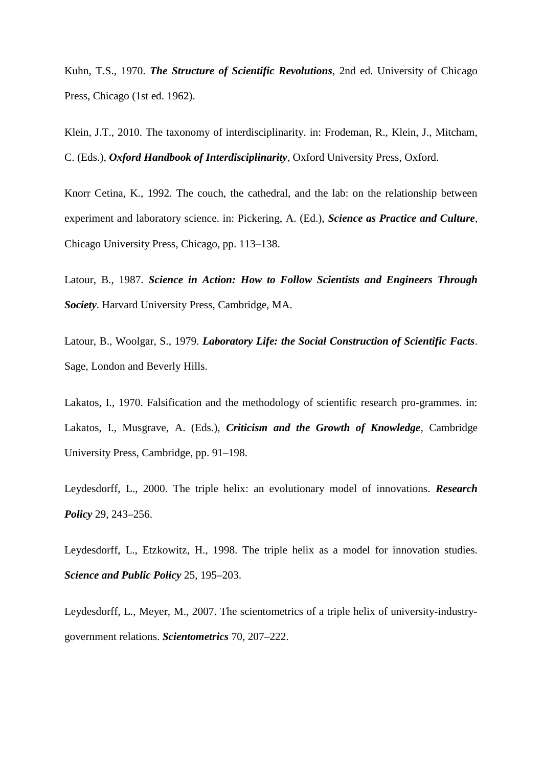Kuhn, T.S., 1970. ***The Structure of Scientific Revolutions***, 2nd ed. University of Chicago Press, Chicago (1st ed. 1962).

Klein, J.T., 2010. The taxonomy of interdisciplinarity. in: Frodeman, R., Klein, J., Mitcham, C. (Eds.), ***Oxford Handbook of Interdisciplinarity***, Oxford University Press, Oxford.

Knorr Cetina, K., 1992. The couch, the cathedral, and the lab: on the relationship between experiment and laboratory science. in: Pickering, A. (Ed.), ***Science as Practice and Culture***, Chicago University Press, Chicago, pp. 113–138.

Latour, B., 1987. ***Science in Action: How to Follow Scientists and Engineers Through Society***. Harvard University Press, Cambridge, MA.

Latour, B., Woolgar, S., 1979. ***Laboratory Life: the Social Construction of Scientific Facts***. Sage, London and Beverly Hills.

Lakatos, I., 1970. Falsification and the methodology of scientific research pro-grammes. in: Lakatos, I., Musgrave, A. (Eds.), ***Criticism and the Growth of Knowledge***, Cambridge University Press, Cambridge, pp. 91–198.

Leydesdorff, L., 2000. The triple helix: an evolutionary model of innovations. ***Research Policy*** 29, 243–256.

Leydesdorff, L., Etzkowitz, H., 1998. The triple helix as a model for innovation studies. ***Science and Public Policy*** 25, 195–203.

Leydesdorff, L., Meyer, M., 2007. The scientometrics of a triple helix of university-industry-government relations. ***Scientometrics*** 70, 207–222.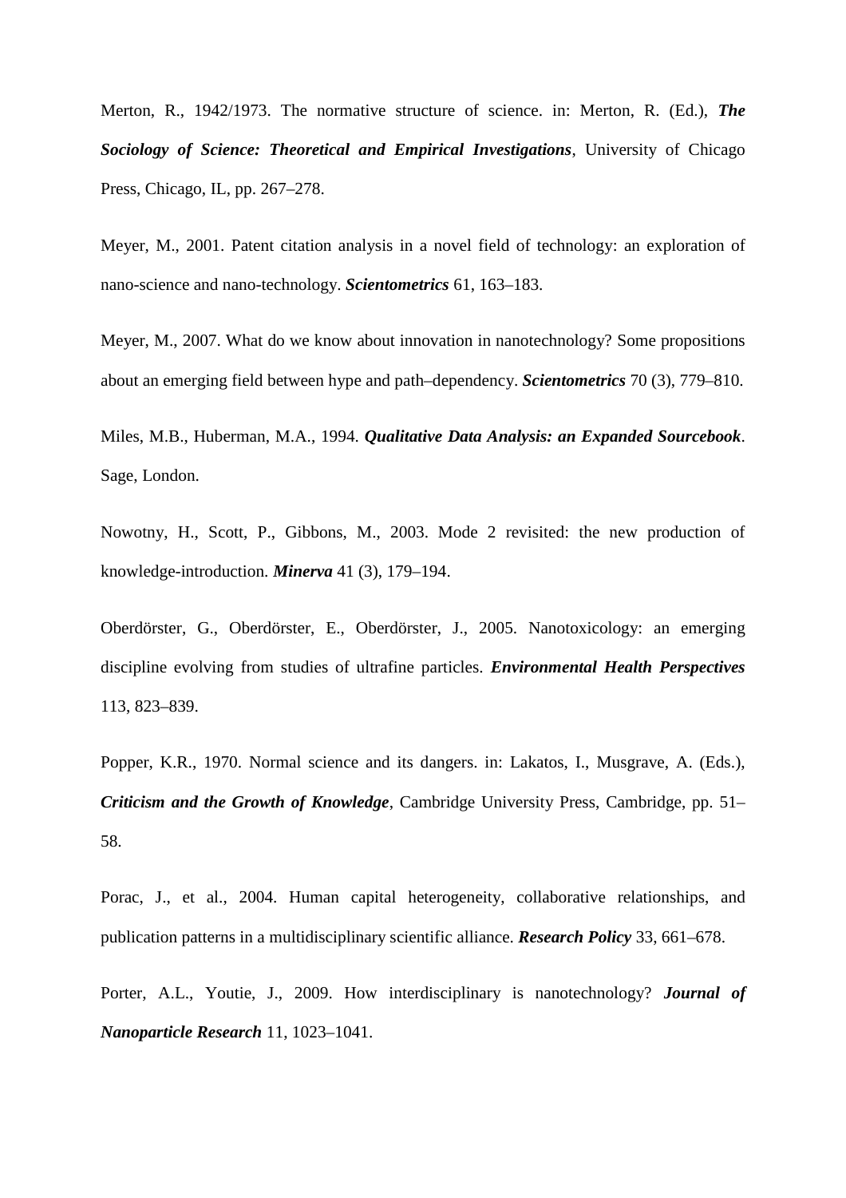Merton, R., 1942/1973. The normative structure of science. in: Merton, R. (Ed.), ***The Sociology of Science: Theoretical and Empirical Investigations***, University of Chicago Press, Chicago, IL, pp. 267–278.

Meyer, M., 2001. Patent citation analysis in a novel field of technology: an exploration of nano-science and nano-technology. ***Scientometrics*** 61, 163–183.

Meyer, M., 2007. What do we know about innovation in nanotechnology? Some propositions about an emerging field between hype and path–dependency. ***Scientometrics*** 70 (3), 779–810.

Miles, M.B., Huberman, M.A., 1994. ***Qualitative Data Analysis: an Expanded Sourcebook***. Sage, London.

Nowotny, H., Scott, P., Gibbons, M., 2003. Mode 2 revisited: the new production of knowledge-introduction. ***Minerva*** 41 (3), 179–194.

Oberdörster, G., Oberdörster, E., Oberdörster, J., 2005. Nanotoxicology: an emerging discipline evolving from studies of ultrafine particles. ***Environmental Health Perspectives*** 113, 823–839.

Popper, K.R., 1970. Normal science and its dangers. in: Lakatos, I., Musgrave, A. (Eds.), ***Criticism and the Growth of Knowledge***, Cambridge University Press, Cambridge, pp. 51–58.

Porac, J., et al., 2004. Human capital heterogeneity, collaborative relationships, and publication patterns in a multidisciplinary scientific alliance. ***Research Policy*** 33, 661–678.

Porter, A.L., Youtie, J., 2009. How interdisciplinary is nanotechnology? ***Journal of Nanoparticle Research*** 11, 1023–1041.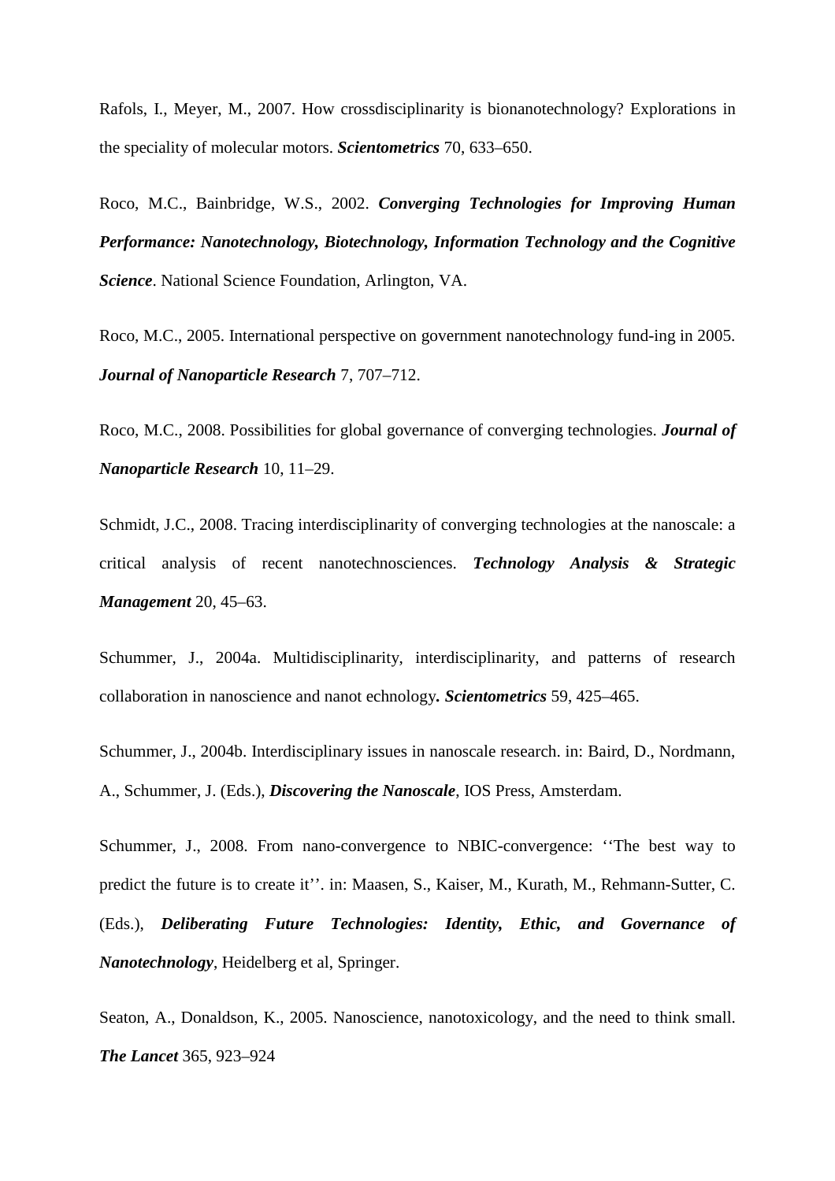Rafols, I., Meyer, M., 2007. How crossdisciplinarity is bionanotechnology? Explorations in the speciality of molecular motors. ***Scientometrics*** 70, 633–650.

Roco, M.C., Bainbridge, W.S., 2002. ***Converging Technologies for Improving Human Performance: Nanotechnology, Biotechnology, Information Technology and the Cognitive Science***. National Science Foundation, Arlington, VA.

Roco, M.C., 2005. International perspective on government nanotechnology fund-ing in 2005. ***Journal of Nanoparticle Research*** 7, 707–712.

Roco, M.C., 2008. Possibilities for global governance of converging technologies. ***Journal of Nanoparticle Research*** 10, 11–29.

Schmidt, J.C., 2008. Tracing interdisciplinarity of converging technologies at the nanoscale: a critical analysis of recent nanotechnosciences. ***Technology Analysis & Strategic Management*** 20, 45–63.

Schummer, J., 2004a. Multidisciplinarity, interdisciplinarity, and patterns of research collaboration in nanoscience and nanot echnology**.** ***Scientometrics*** 59, 425–465.

Schummer, J., 2004b. Interdisciplinary issues in nanoscale research. in: Baird, D., Nordmann, A., Schummer, J. (Eds.), ***Discovering the Nanoscale***, IOS Press, Amsterdam.

Schummer, J., 2008. From nano-convergence to NBIC-convergence: ''The best way to predict the future is to create it''. in: Maasen, S., Kaiser, M., Kurath, M., Rehmann-Sutter, C. (Eds.), ***Deliberating Future Technologies: Identity, Ethic, and Governance of Nanotechnology***, Heidelberg et al, Springer.

Seaton, A., Donaldson, K., 2005. Nanoscience, nanotoxicology, and the need to think small. ***The Lancet*** 365, 923–924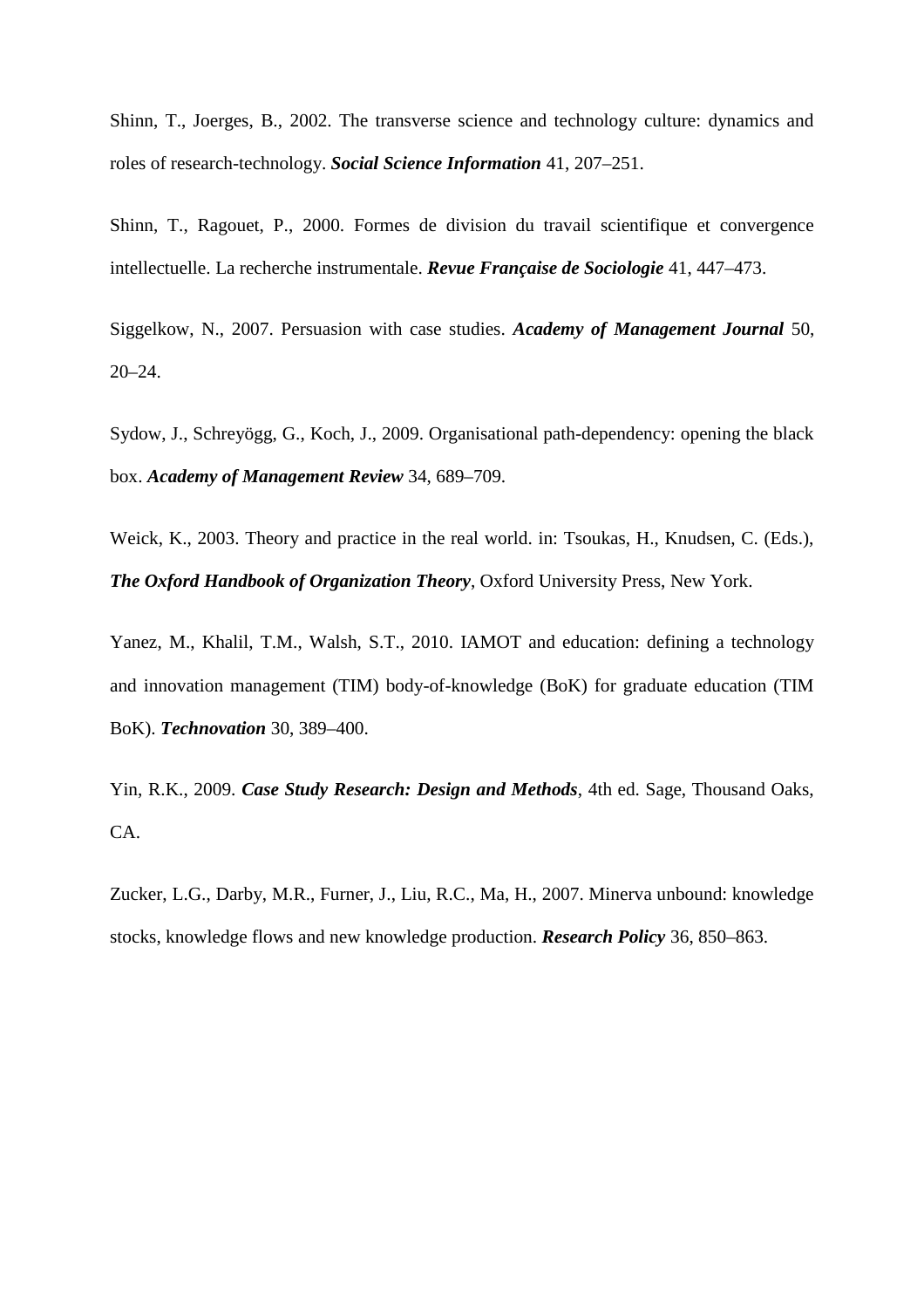Shinn, T., Joerges, B., 2002. The transverse science and technology culture: dynamics and roles of research-technology. ***Social Science Information*** 41, 207–251.

Shinn, T., Ragouet, P., 2000. Formes de division du travail scientifique et convergence intellectuelle. La recherche instrumentale. ***Revue Française de Sociologie*** 41, 447–473.

Siggelkow, N., 2007. Persuasion with case studies. ***Academy of Management Journal*** 50, 20–24.

Sydow, J., Schreyögg, G., Koch, J., 2009. Organisational path-dependency: opening the black box. ***Academy of Management Review*** 34, 689–709.

Weick, K., 2003. Theory and practice in the real world. in: Tsoukas, H., Knudsen, C. (Eds.), ***The Oxford Handbook of Organization Theory***, Oxford University Press, New York.

Yanez, M., Khalil, T.M., Walsh, S.T., 2010. IAMOT and education: defining a technology and innovation management (TIM) body-of-knowledge (BoK) for graduate education (TIM BoK). ***Technovation*** 30, 389–400.

Yin, R.K., 2009. ***Case Study Research: Design and Methods***, 4th ed. Sage, Thousand Oaks, CA.

Zucker, L.G., Darby, M.R., Furner, J., Liu, R.C., Ma, H., 2007. Minerva unbound: knowledge stocks, knowledge flows and new knowledge production. ***Research Policy*** 36, 850–863.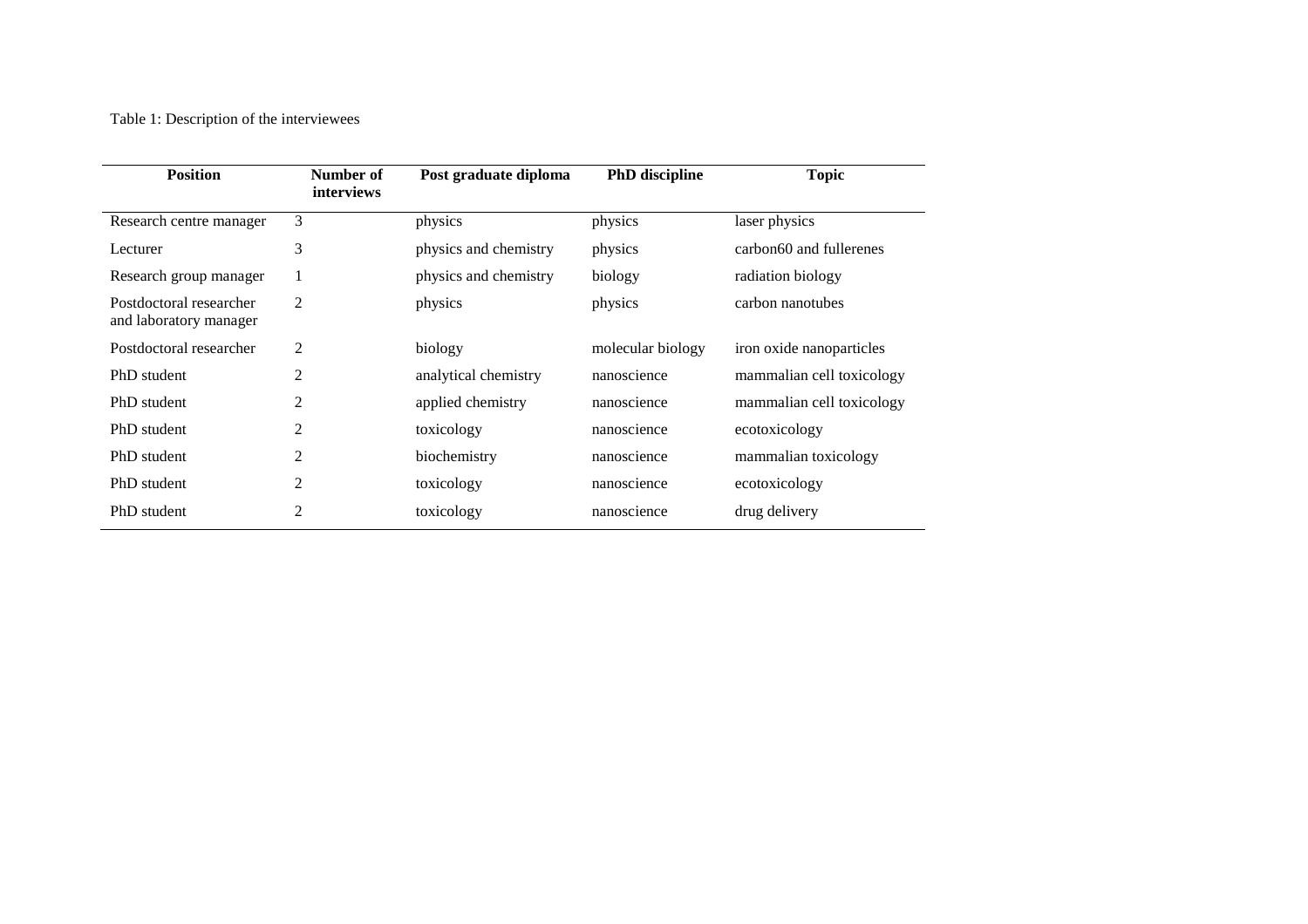Table 1: Description of the interviewees

| Position | Number of interviews | Post graduate diploma | PhD discipline | Topic |
| --- | --- | --- | --- | --- |
| Research centre manager | 3 | physics | physics | laser physics |
| Lecturer | 3 | physics and chemistry | physics | carbon60 and fullerenes |
| Research group manager | 1 | physics and chemistry | biology | radiation biology |
| Postdoctoral researcher and laboratory manager | 2 | physics | physics | carbon nanotubes |
| Postdoctoral researcher | 2 | biology | molecular biology | iron oxide nanoparticles |
| PhD student | 2 | analytical chemistry | nanoscience | mammalian cell toxicology |
| PhD student | 2 | applied chemistry | nanoscience | mammalian cell toxicology |
| PhD student | 2 | toxicology | nanoscience | ecotoxicology |
| PhD student | 2 | biochemistry | nanoscience | mammalian toxicology |
| PhD student | 2 | toxicology | nanoscience | ecotoxicology |
| PhD student | 2 | toxicology | nanoscience | drug delivery |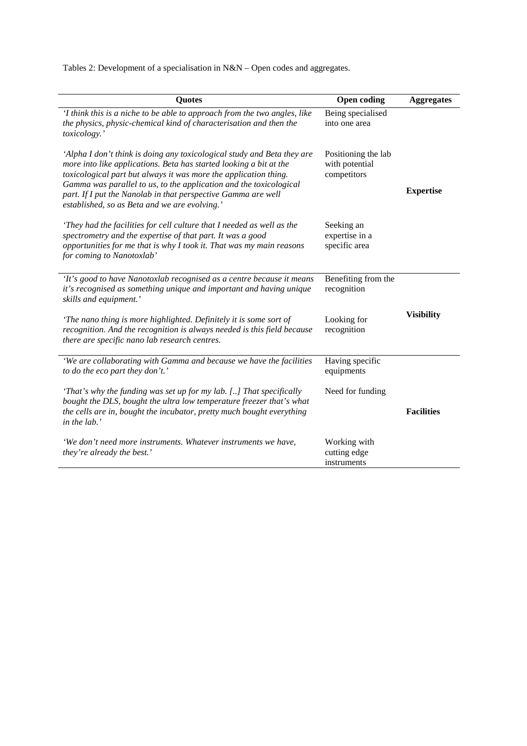Tables 2: Development of a specialisation in N&N – Open codes and aggregates.

| Quotes | Open coding | Aggregates |
| --- | --- | --- |
| *'I think this is a niche to be able to approach from the two angles, like the physics, physic-chemical kind of characterisation and then the toxicology.'* | Being specialised into one area | |
| *'Alpha I don't think is doing any toxicological study and Beta they are more into like applications. Beta has started looking a bit at the toxicological part but always it was more the application thing. Gamma was parallel to us, to the application and the toxicological part. If I put the Nanolab in that perspective Gamma are well established, so as Beta and we are evolving.'* | Positioning the lab with potential competitors | **Expertise** |
| *'They had the facilities for cell culture that I needed as well as the spectrometry and the expertise of that part. It was a good opportunities for me that is why I took it. That was my main reasons for coming to Nanotoxlab'* | Seeking an expertise in a specific area | |
| *'It's good to have Nanotoxlab recognised as a centre because it means it's recognised as something unique and important and having unique skills and equipment.'* | Benefiting from the recognition | **Visibility** |
| *'The nano thing is more highlighted. Definitely it is some sort of recognition. And the recognition is always needed is this field because there are specific nano lab research centres.* | Looking for recognition | |
| *'We are collaborating with Gamma and because we have the facilities to do the eco part they don't.'* | Having specific equipments | |
| *'That's why the funding was set up for my lab. [..] That specifically bought the DLS, bought the ultra low temperature freezer that's what the cells are in, bought the incubator, pretty much bought everything in the lab.'* | Need for funding | **Facilities** |
| *'We don't need more instruments. Whatever instruments we have, they're already the best.'* | Working with cutting edge instruments | |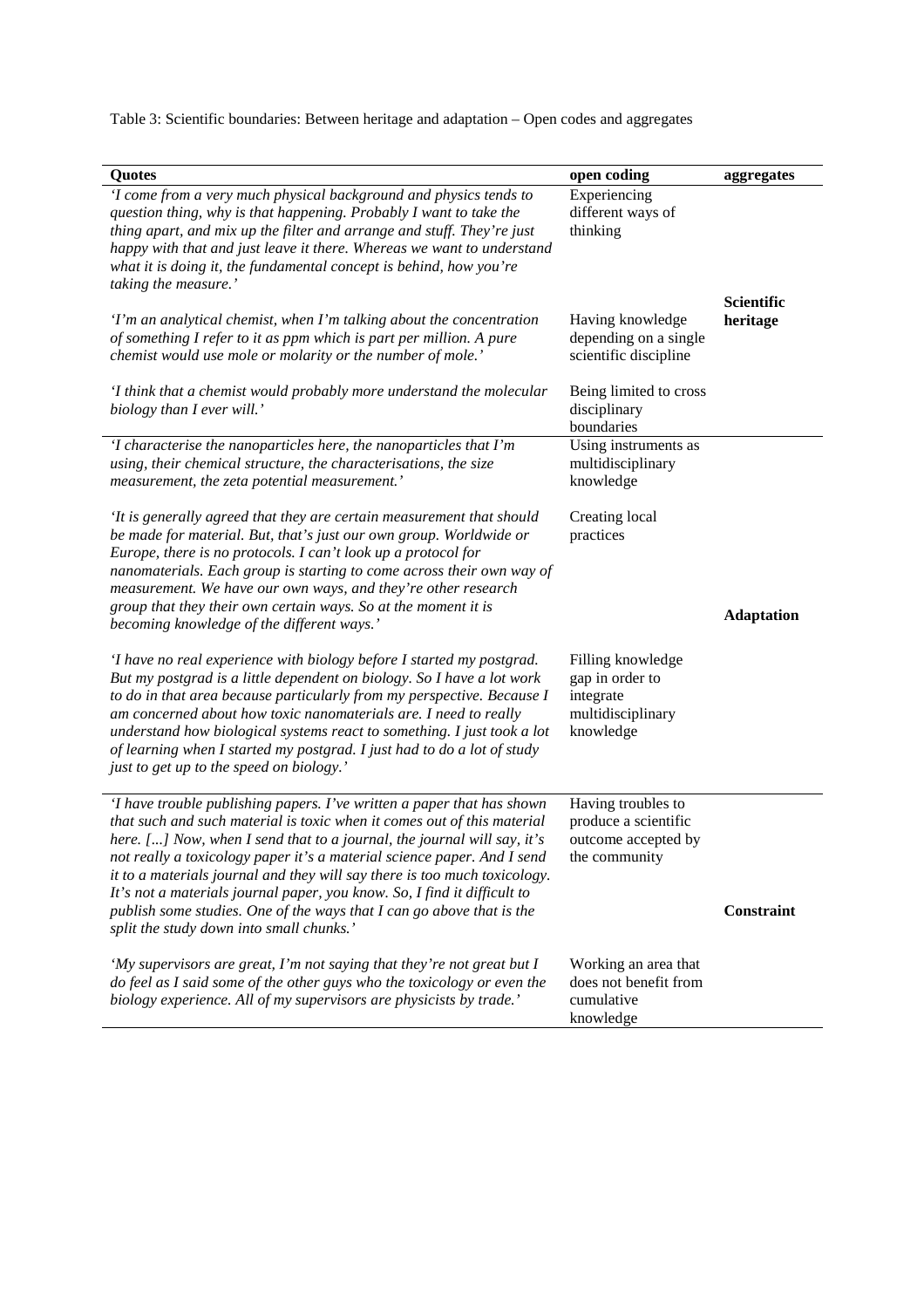Table 3: Scientific boundaries: Between heritage and adaptation – Open codes and aggregates

| Quotes | open coding | aggregates |
|---|---|---|
| *'I come from a very much physical background and physics tends to question thing, why is that happening. Probably I want to take the thing apart, and mix up the filter and arrange and stuff. They're just happy with that and just leave it there. Whereas we want to understand what it is doing it, the fundamental concept is behind, how you're taking the measure.'* | Experiencing different ways of thinking | |
| *'I'm an analytical chemist, when I'm talking about the concentration of something I refer to it as ppm which is part per million. A pure chemist would use mole or molarity or the number of mole.'* | Having knowledge depending on a single scientific discipline | **Scientific heritage** |
| *'I think that a chemist would probably more understand the molecular biology than I ever will.'* | Being limited to cross disciplinary boundaries | |
| *'I characterise the nanoparticles here, the nanoparticles that I'm using, their chemical structure, the characterisations, the size measurement, the zeta potential measurement.'* | Using instruments as multidisciplinary knowledge | |
| *'It is generally agreed that they are certain measurement that should be made for material. But, that's just our own group. Worldwide or Europe, there is no protocols. I can't look up a protocol for nanomaterials. Each group is starting to come across their own way of measurement. We have our own ways, and they're other research group that they their own certain ways. So at the moment it is becoming knowledge of the different ways.'* | Creating local practices | **Adaptation** |
| *'I have no real experience with biology before I started my postgrad. But my postgrad is a little dependent on biology. So I have a lot work to do in that area because particularly from my perspective. Because I am concerned about how toxic nanomaterials are. I need to really understand how biological systems react to something. I just took a lot of learning when I started my postgrad. I just had to do a lot of study just to get up to the speed on biology.'* | Filling knowledge gap in order to integrate multidisciplinary knowledge | |
| *'I have trouble publishing papers. I've written a paper that has shown that such and such material is toxic when it comes out of this material here. [...] Now, when I send that to a journal, the journal will say, it's not really a toxicology paper it's a material science paper. And I send it to a materials journal and they will say there is too much toxicology. It's not a materials journal paper, you know. So, I find it difficult to publish some studies. One of the ways that I can go above that is the split the study down into small chunks.'* | Having troubles to produce a scientific outcome accepted by the community | **Constraint** |
| *'My supervisors are great, I'm not saying that they're not great but I do feel as I said some of the other guys who the toxicology or even the biology experience. All of my supervisors are physicists by trade.'* | Working an area that does not benefit from cumulative knowledge | |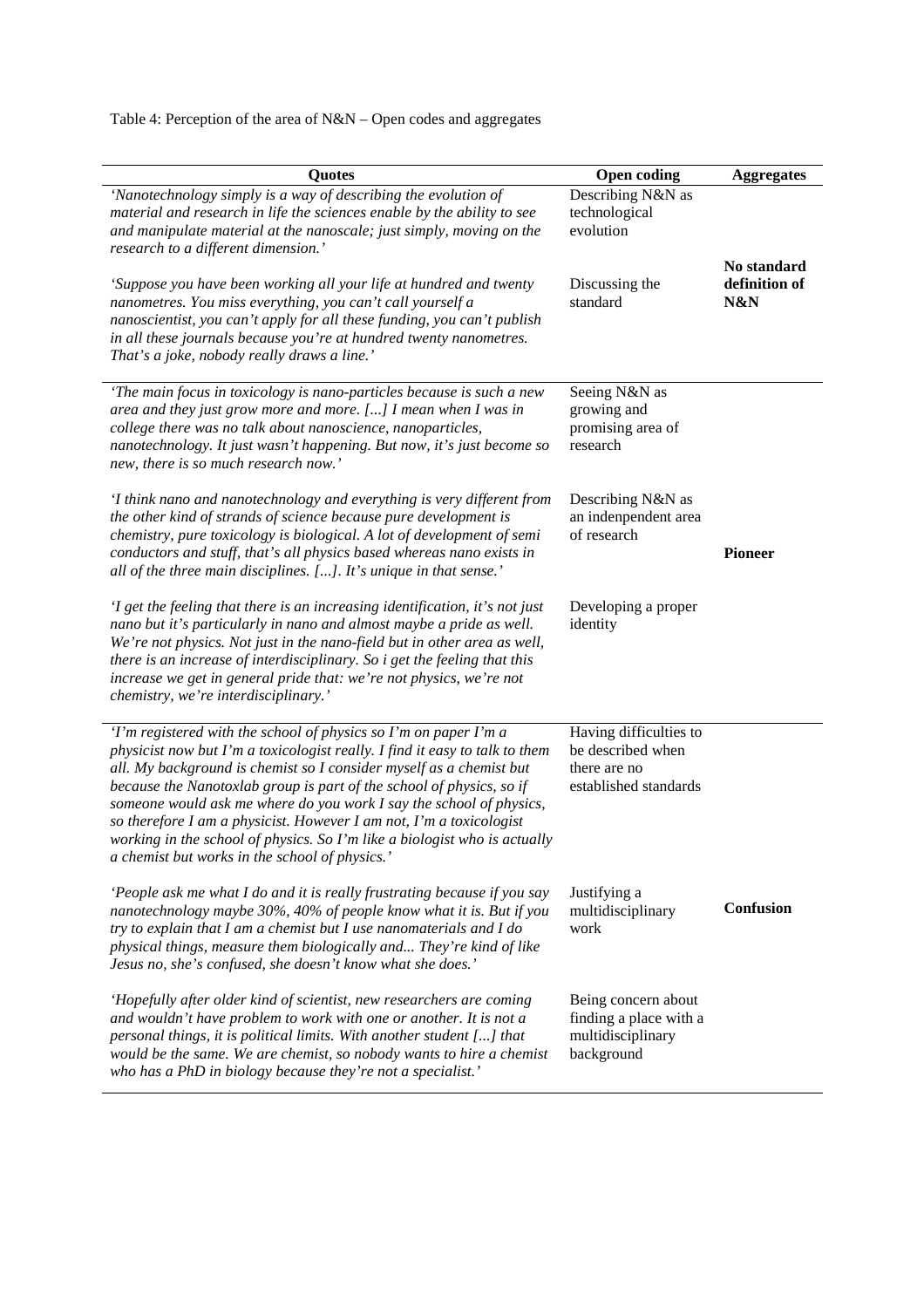Table 4: Perception of the area of N&N – Open codes and aggregates

| Quotes | Open coding | Aggregates |
|---|---|---|
| *'Nanotechnology simply is a way of describing the evolution of material and research in life the sciences enable by the ability to see and manipulate material at the nanoscale; just simply, moving on the research to a different dimension.'* | Describing N&N as technological evolution | **No standard definition of N&N** |
| *'Suppose you have been working all your life at hundred and twenty nanometres. You miss everything, you can't call yourself a nanoscientist, you can't apply for all these funding, you can't publish in all these journals because you're at hundred twenty nanometres. That's a joke, nobody really draws a line.'* | Discussing the standard | |
| *'The main focus in toxicology is nano-particles because is such a new area and they just grow more and more. [...] I mean when I was in college there was no talk about nanoscience, nanoparticles, nanotechnology. It just wasn't happening. But now, it's just become so new, there is so much research now.'* | Seeing N&N as growing and promising area of research | **Pioneer** |
| *'I think nano and nanotechnology and everything is very different from the other kind of strands of science because pure development is chemistry, pure toxicology is biological. A lot of development of semi conductors and stuff, that's all physics based whereas nano exists in all of the three main disciplines. [...]. It's unique in that sense.'* | Describing N&N as an indenpendent area of research | |
| *'I get the feeling that there is an increasing identification, it's not just nano but it's particularly in nano and almost maybe a pride as well. We're not physics. Not just in the nano-field but in other area as well, there is an increase of interdisciplinary. So i get the feeling that this increase we get in general pride that: we're not physics, we're not chemistry, we're interdisciplinary.'* | Developing a proper identity | |
| *'I'm registered with the school of physics so I'm on paper I'm a physicist now but I'm a toxicologist really. I find it easy to talk to them all. My background is chemist so I consider myself as a chemist but because the Nanotoxlab group is part of the school of physics, so if someone would ask me where do you work I say the school of physics, so therefore I am a physicist. However I am not, I'm a toxicologist working in the school of physics. So I'm like a biologist who is actually a chemist but works in the school of physics.'* | Having difficulties to be described when there are no established standards | **Confusion** |
| *'People ask me what I do and it is really frustrating because if you say nanotechnology maybe 30%, 40% of people know what it is. But if you try to explain that I am a chemist but I use nanomaterials and I do physical things, measure them biologically and... They're kind of like Jesus no, she's confused, she doesn't know what she does.'* | Justifying a multidisciplinary work | |
| *'Hopefully after older kind of scientist, new researchers are coming and wouldn't have problem to work with one or another. It is not a personal things, it is political limits. With another student [...] that would be the same. We are chemist, so nobody wants to hire a chemist who has a PhD in biology because they're not a specialist.'* | Being concern about finding a place with a multidisciplinary background | |